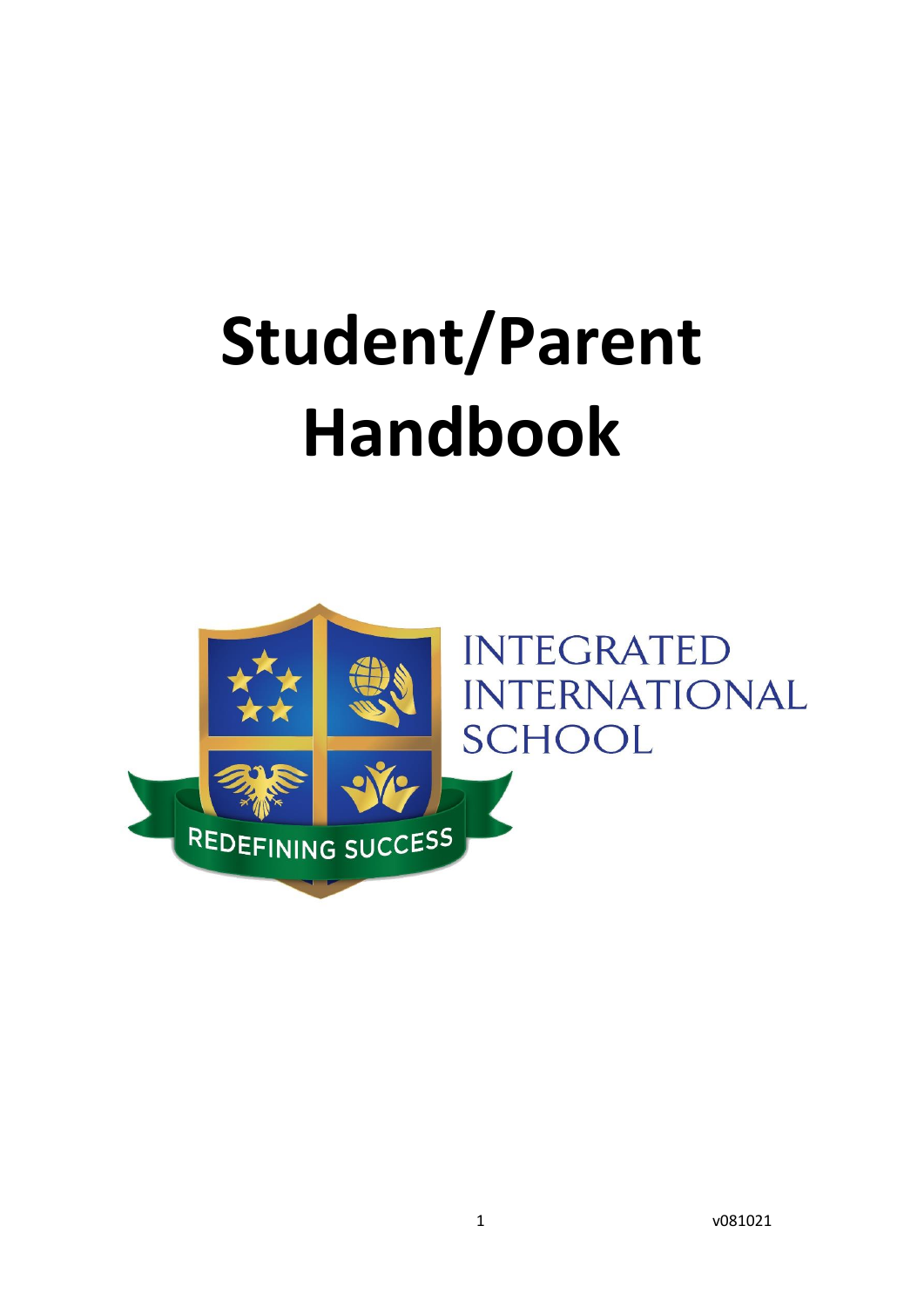# Student/Parent Handbook

INTEGRATED INTERNATIONAL SCHOOL

REDEFINING SUCCESS

v081021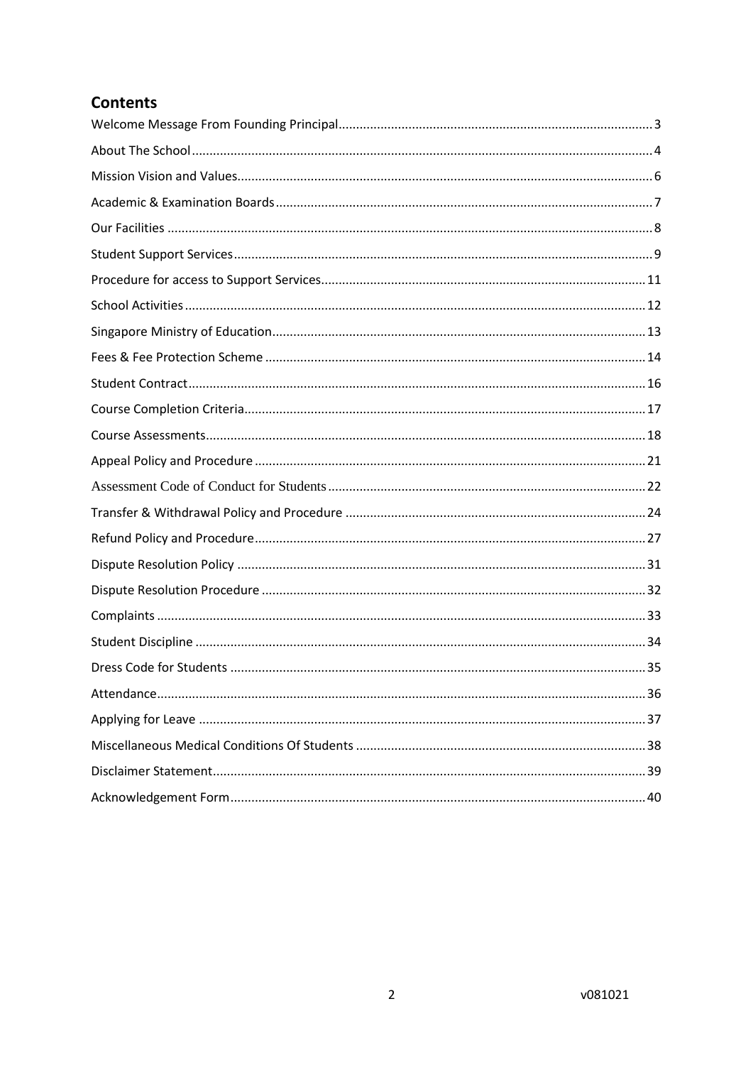## Contents

- Welcome Message From Founding Principal ........ 3
- About The School ........ 4
- Mission Vision and Values ........ 6
- Academic & Examination Boards ........ 7
- Our Facilities ........ 8
- Student Support Services ........ 9
- Procedure for access to Support Services ........ 11
- School Activities ........ 12
- Singapore Ministry of Education ........ 13
- Fees & Fee Protection Scheme ........ 14
- Student Contract ........ 16
- Course Completion Criteria ........ 17
- Course Assessments ........ 18
- Appeal Policy and Procedure ........ 21
- Assessment Code of Conduct for Students ........ 22
- Transfer & Withdrawal Policy and Procedure ........ 24
- Refund Policy and Procedure ........ 27
- Dispute Resolution Policy ........ 31
- Dispute Resolution Procedure ........ 32
- Complaints ........ 33
- Student Discipline ........ 34
- Dress Code for Students ........ 35
- Attendance ........ 36
- Applying for Leave ........ 37
- Miscellaneous Medical Conditions Of Students ........ 38
- Disclaimer Statement ........ 39
- Acknowledgement Form ........ 40

v081021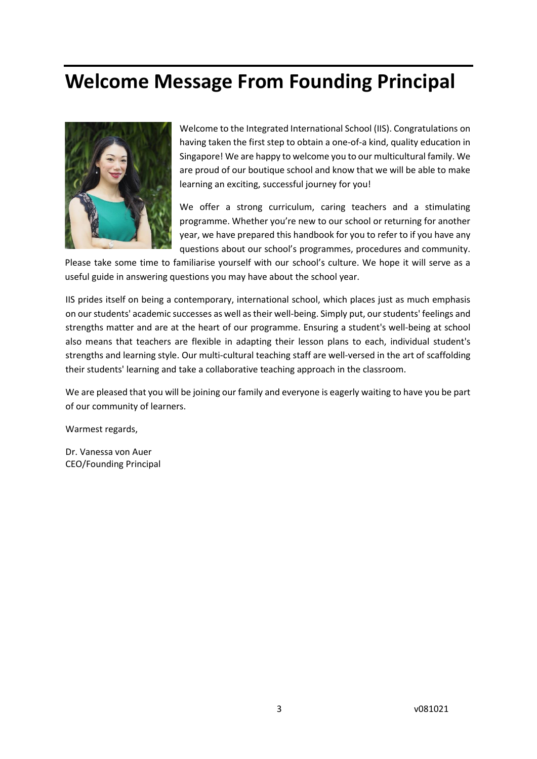# Welcome Message From Founding Principal

Welcome to the Integrated International School (IIS). Congratulations on having taken the first step to obtain a one-of-a kind, quality education in Singapore! We are happy to welcome you to our multicultural family. We are proud of our boutique school and know that we will be able to make learning an exciting, successful journey for you!

We offer a strong curriculum, caring teachers and a stimulating programme. Whether you're new to our school or returning for another year, we have prepared this handbook for you to refer to if you have any questions about our school's programmes, procedures and community. Please take some time to familiarise yourself with our school's culture. We hope it will serve as a useful guide in answering questions you may have about the school year.

IIS prides itself on being a contemporary, international school, which places just as much emphasis on our students' academic successes as well as their well-being. Simply put, our students' feelings and strengths matter and are at the heart of our programme. Ensuring a student's well-being at school also means that teachers are flexible in adapting their lesson plans to each, individual student's strengths and learning style. Our multi-cultural teaching staff are well-versed in the art of scaffolding their students' learning and take a collaborative teaching approach in the classroom.

We are pleased that you will be joining our family and everyone is eagerly waiting to have you be part of our community of learners.

Warmest regards,

Dr. Vanessa von Auer
CEO/Founding Principal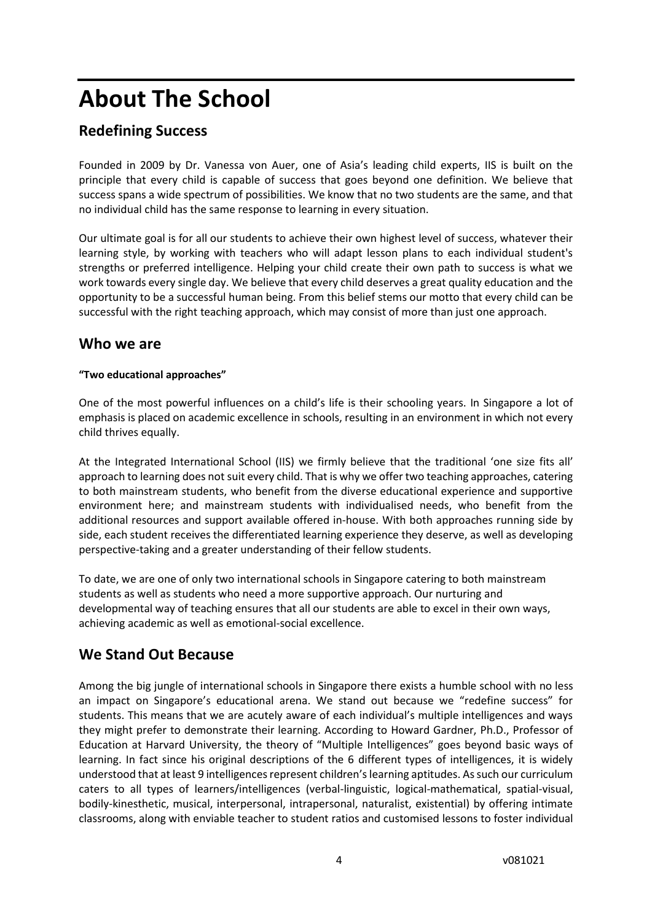# About The School

## Redefining Success

Founded in 2009 by Dr. Vanessa von Auer, one of Asia's leading child experts, IIS is built on the principle that every child is capable of success that goes beyond one definition. We believe that success spans a wide spectrum of possibilities. We know that no two students are the same, and that no individual child has the same response to learning in every situation.

Our ultimate goal is for all our students to achieve their own highest level of success, whatever their learning style, by working with teachers who will adapt lesson plans to each individual student's strengths or preferred intelligence. Helping your child create their own path to success is what we work towards every single day. We believe that every child deserves a great quality education and the opportunity to be a successful human being. From this belief stems our motto that every child can be successful with the right teaching approach, which may consist of more than just one approach.

## Who we are

**"Two educational approaches"**

One of the most powerful influences on a child's life is their schooling years. In Singapore a lot of emphasis is placed on academic excellence in schools, resulting in an environment in which not every child thrives equally.

At the Integrated International School (IIS) we firmly believe that the traditional 'one size fits all' approach to learning does not suit every child. That is why we offer two teaching approaches, catering to both mainstream students, who benefit from the diverse educational experience and supportive environment here; and mainstream students with individualised needs, who benefit from the additional resources and support available offered in-house. With both approaches running side by side, each student receives the differentiated learning experience they deserve, as well as developing perspective-taking and a greater understanding of their fellow students.

To date, we are one of only two international schools in Singapore catering to both mainstream students as well as students who need a more supportive approach. Our nurturing and developmental way of teaching ensures that all our students are able to excel in their own ways, achieving academic as well as emotional-social excellence.

## We Stand Out Because

Among the big jungle of international schools in Singapore there exists a humble school with no less an impact on Singapore's educational arena. We stand out because we "redefine success" for students. This means that we are acutely aware of each individual's multiple intelligences and ways they might prefer to demonstrate their learning. According to Howard Gardner, Ph.D., Professor of Education at Harvard University, the theory of "Multiple Intelligences" goes beyond basic ways of learning. In fact since his original descriptions of the 6 different types of intelligences, it is widely understood that at least 9 intelligences represent children's learning aptitudes. As such our curriculum caters to all types of learners/intelligences (verbal-linguistic, logical-mathematical, spatial-visual, bodily-kinesthetic, musical, interpersonal, intrapersonal, naturalist, existential) by offering intimate classrooms, along with enviable teacher to student ratios and customised lessons to foster individual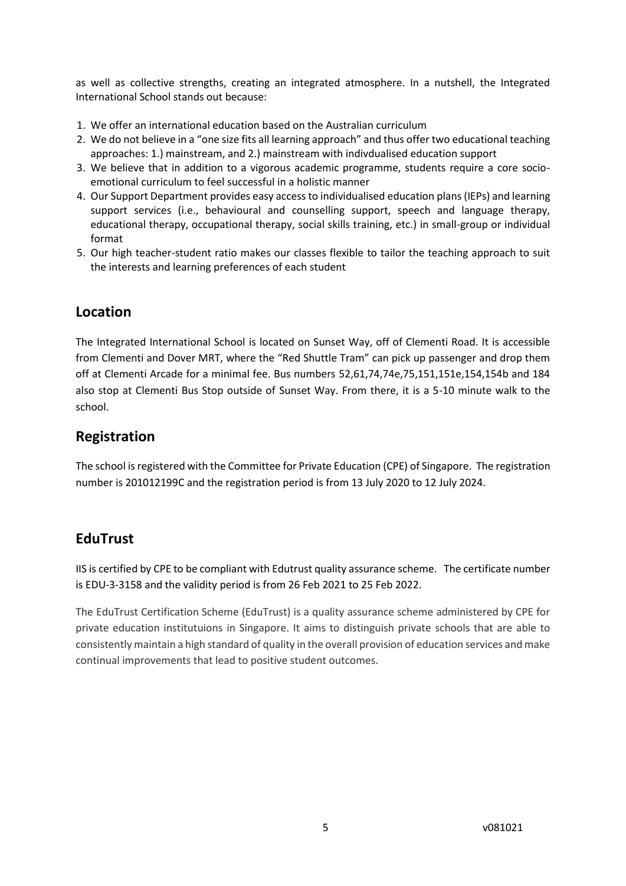as well as collective strengths, creating an integrated atmosphere. In a nutshell, the Integrated International School stands out because:

1. We offer an international education based on the Australian curriculum
2. We do not believe in a "one size fits all learning approach" and thus offer two educational teaching approaches: 1.) mainstream, and 2.) mainstream with indivdualised education support
3. We believe that in addition to a vigorous academic programme, students require a core socio-emotional curriculum to feel successful in a holistic manner
4. Our Support Department provides easy access to individualised education plans (IEPs) and learning support services (i.e., behavioural and counselling support, speech and language therapy, educational therapy, occupational therapy, social skills training, etc.) in small-group or individual format
5. Our high teacher-student ratio makes our classes flexible to tailor the teaching approach to suit the interests and learning preferences of each student

## Location

The Integrated International School is located on Sunset Way, off of Clementi Road. It is accessible from Clementi and Dover MRT, where the "Red Shuttle Tram" can pick up passenger and drop them off at Clementi Arcade for a minimal fee. Bus numbers 52,61,74,74e,75,151,151e,154,154b and 184 also stop at Clementi Bus Stop outside of Sunset Way. From there, it is a 5-10 minute walk to the school.

## Registration

The school is registered with the Committee for Private Education (CPE) of Singapore. The registration number is 201012199C and the registration period is from 13 July 2020 to 12 July 2024.

## EduTrust

IIS is certified by CPE to be compliant with Edutrust quality assurance scheme. The certificate number is EDU-3-3158 and the validity period is from 26 Feb 2021 to 25 Feb 2022.

The EduTrust Certification Scheme (EduTrust) is a quality assurance scheme administered by CPE for private education institutuions in Singapore. It aims to distinguish private schools that are able to consistently maintain a high standard of quality in the overall provision of education services and make continual improvements that lead to positive student outcomes.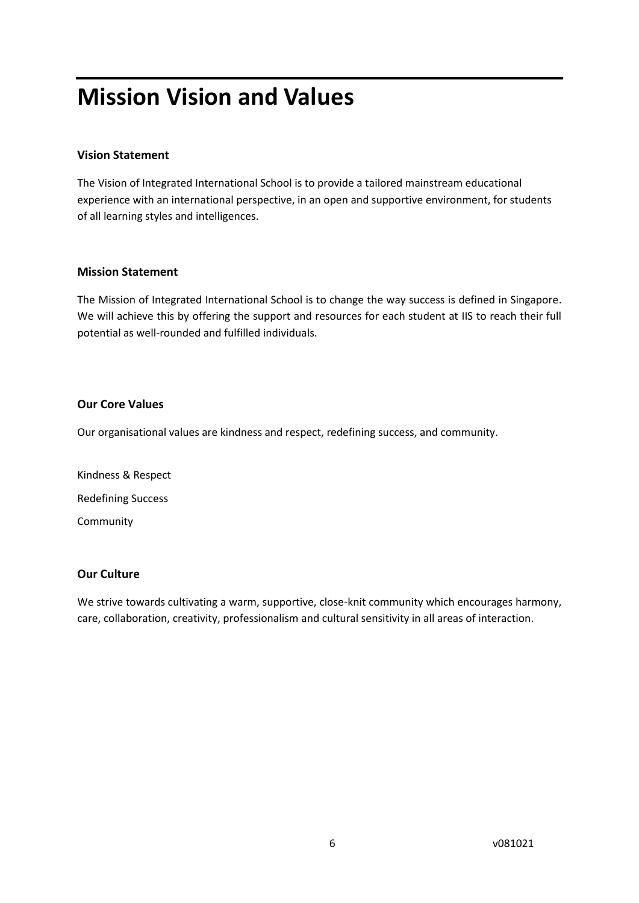# Mission Vision and Values

**Vision Statement**

The Vision of Integrated International School is to provide a tailored mainstream educational experience with an international perspective, in an open and supportive environment, for students of all learning styles and intelligences.

**Mission Statement**

The Mission of Integrated International School is to change the way success is defined in Singapore. We will achieve this by offering the support and resources for each student at IIS to reach their full potential as well-rounded and fulfilled individuals.

**Our Core Values**

Our organisational values are kindness and respect, redefining success, and community.

Kindness & Respect

Redefining Success

Community

**Our Culture**

We strive towards cultivating a warm, supportive, close-knit community which encourages harmony, care, collaboration, creativity, professionalism and cultural sensitivity in all areas of interaction.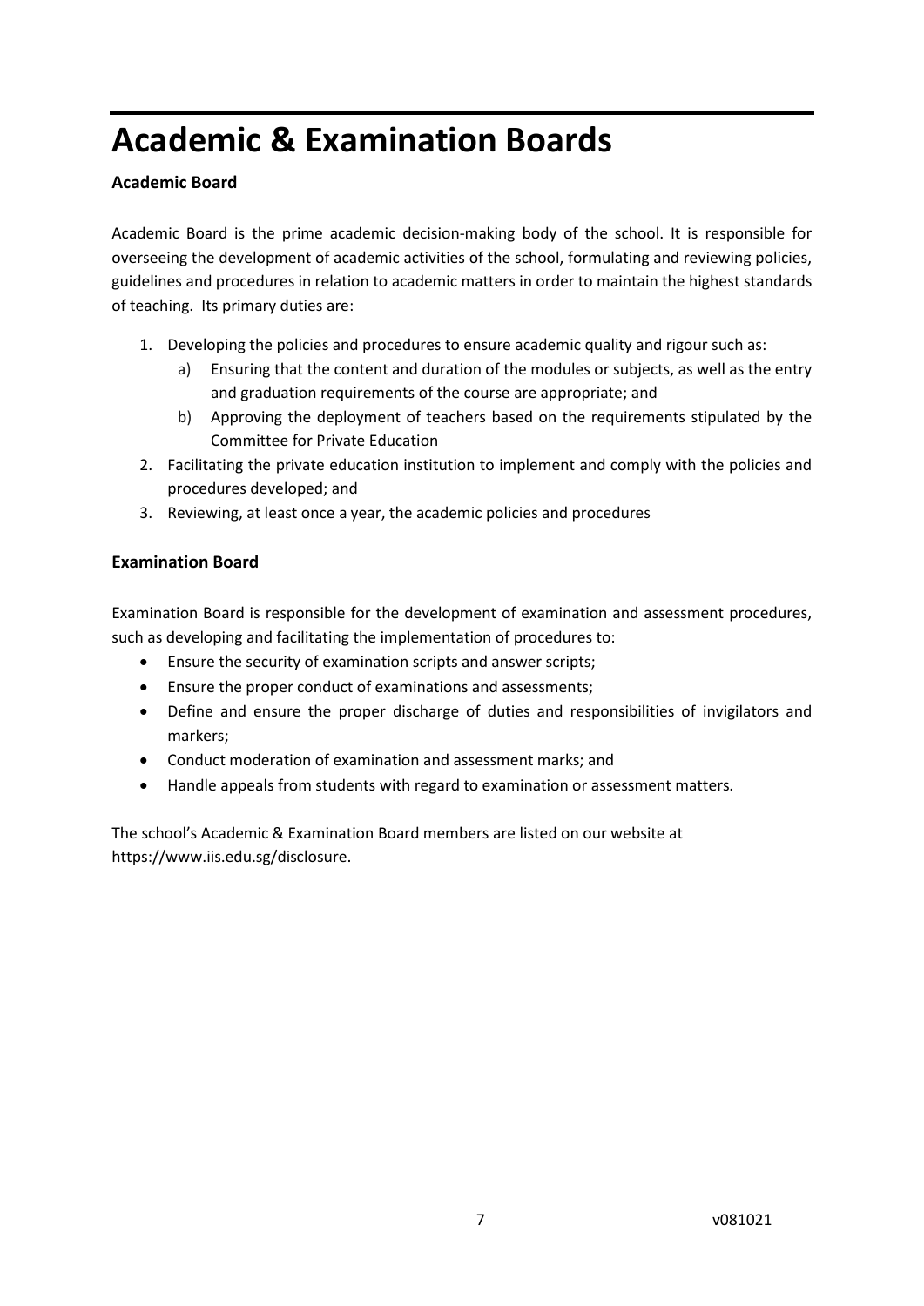# Academic & Examination Boards

**Academic Board**

Academic Board is the prime academic decision-making body of the school. It is responsible for overseeing the development of academic activities of the school, formulating and reviewing policies, guidelines and procedures in relation to academic matters in order to maintain the highest standards of teaching. Its primary duties are:

1. Developing the policies and procedures to ensure academic quality and rigour such as:
   a) Ensuring that the content and duration of the modules or subjects, as well as the entry and graduation requirements of the course are appropriate; and
   b) Approving the deployment of teachers based on the requirements stipulated by the Committee for Private Education
2. Facilitating the private education institution to implement and comply with the policies and procedures developed; and
3. Reviewing, at least once a year, the academic policies and procedures

**Examination Board**

Examination Board is responsible for the development of examination and assessment procedures, such as developing and facilitating the implementation of procedures to:

- Ensure the security of examination scripts and answer scripts;
- Ensure the proper conduct of examinations and assessments;
- Define and ensure the proper discharge of duties and responsibilities of invigilators and markers;
- Conduct moderation of examination and assessment marks; and
- Handle appeals from students with regard to examination or assessment matters.

The school's Academic & Examination Board members are listed on our website at https://www.iis.edu.sg/disclosure.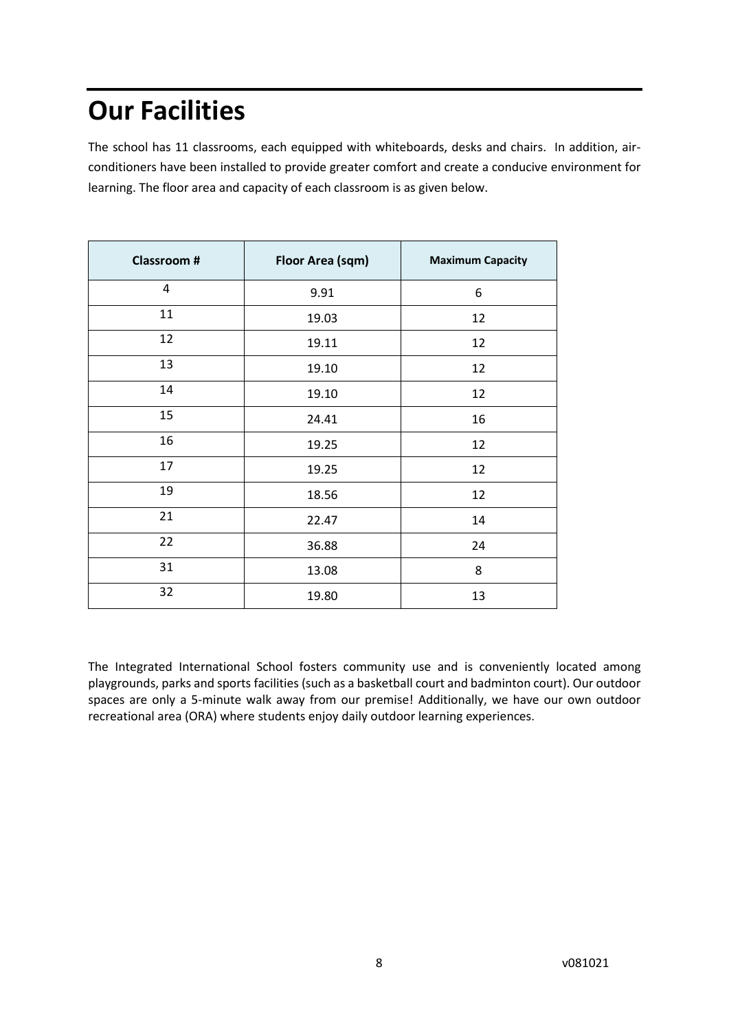# Our Facilities

The school has 11 classrooms, each equipped with whiteboards, desks and chairs.  In addition, air-conditioners have been installed to provide greater comfort and create a conducive environment for learning. The floor area and capacity of each classroom is as given below.

| Classroom # | Floor Area (sqm) | Maximum Capacity |
|---|---|---|
| 4 | 9.91 | 6 |
| 11 | 19.03 | 12 |
| 12 | 19.11 | 12 |
| 13 | 19.10 | 12 |
| 14 | 19.10 | 12 |
| 15 | 24.41 | 16 |
| 16 | 19.25 | 12 |
| 17 | 19.25 | 12 |
| 19 | 18.56 | 12 |
| 21 | 22.47 | 14 |
| 22 | 36.88 | 24 |
| 31 | 13.08 | 8 |
| 32 | 19.80 | 13 |

The Integrated International School fosters community use and is conveniently located among playgrounds, parks and sports facilities (such as a basketball court and badminton court). Our outdoor spaces are only a 5-minute walk away from our premise! Additionally, we have our own outdoor recreational area (ORA) where students enjoy daily outdoor learning experiences.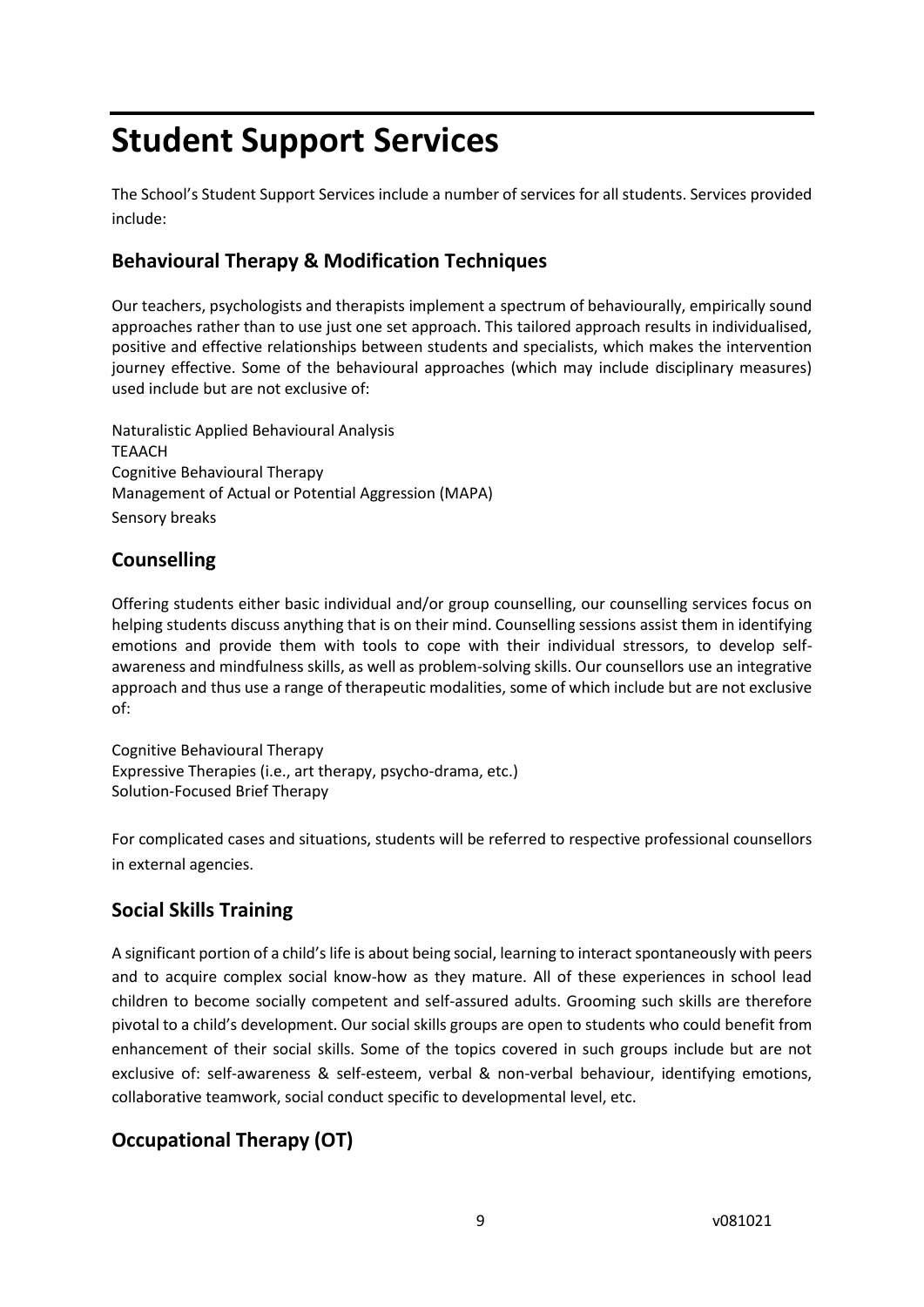# Student Support Services

The School's Student Support Services include a number of services for all students. Services provided include:

## Behavioural Therapy & Modification Techniques

Our teachers, psychologists and therapists implement a spectrum of behaviourally, empirically sound approaches rather than to use just one set approach. This tailored approach results in individualised, positive and effective relationships between students and specialists, which makes the intervention journey effective. Some of the behavioural approaches (which may include disciplinary measures) used include but are not exclusive of:

Naturalistic Applied Behavioural Analysis
TEAACH
Cognitive Behavioural Therapy
Management of Actual or Potential Aggression (MAPA)
Sensory breaks

## Counselling

Offering students either basic individual and/or group counselling, our counselling services focus on helping students discuss anything that is on their mind. Counselling sessions assist them in identifying emotions and provide them with tools to cope with their individual stressors, to develop self-awareness and mindfulness skills, as well as problem-solving skills. Our counsellors use an integrative approach and thus use a range of therapeutic modalities, some of which include but are not exclusive of:

Cognitive Behavioural Therapy
Expressive Therapies (i.e., art therapy, psycho-drama, etc.)
Solution-Focused Brief Therapy

For complicated cases and situations, students will be referred to respective professional counsellors in external agencies.

## Social Skills Training

A significant portion of a child's life is about being social, learning to interact spontaneously with peers and to acquire complex social know-how as they mature. All of these experiences in school lead children to become socially competent and self-assured adults. Grooming such skills are therefore pivotal to a child's development. Our social skills groups are open to students who could benefit from enhancement of their social skills. Some of the topics covered in such groups include but are not exclusive of: self-awareness & self-esteem, verbal & non-verbal behaviour, identifying emotions, collaborative teamwork, social conduct specific to developmental level, etc.

## Occupational Therapy (OT)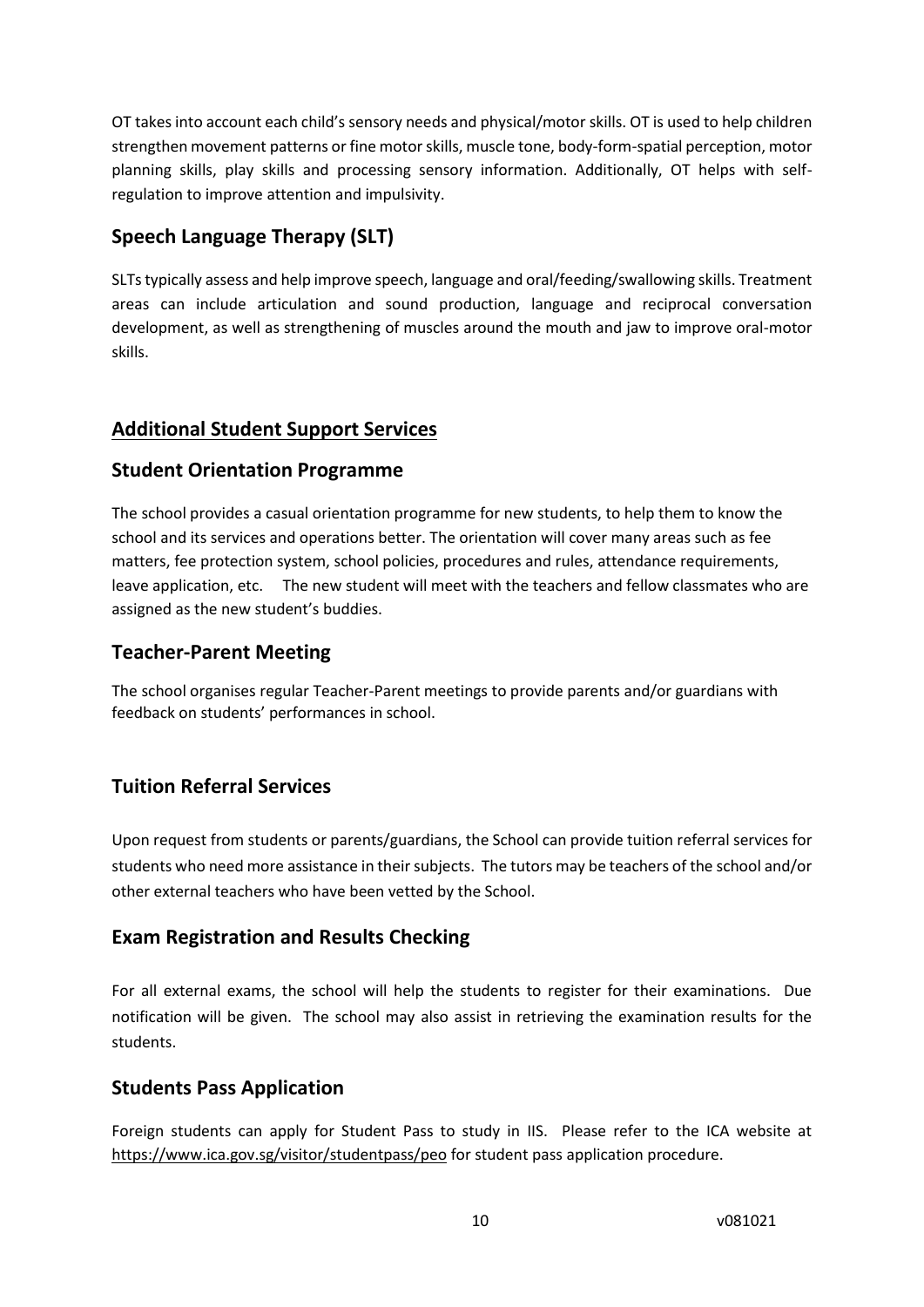OT takes into account each child's sensory needs and physical/motor skills. OT is used to help children strengthen movement patterns or fine motor skills, muscle tone, body-form-spatial perception, motor planning skills, play skills and processing sensory information. Additionally, OT helps with self-regulation to improve attention and impulsivity.

### Speech Language Therapy (SLT)

SLTs typically assess and help improve speech, language and oral/feeding/swallowing skills. Treatment areas can include articulation and sound production, language and reciprocal conversation development, as well as strengthening of muscles around the mouth and jaw to improve oral-motor skills.

## Additional Student Support Services

### Student Orientation Programme

The school provides a casual orientation programme for new students, to help them to know the school and its services and operations better. The orientation will cover many areas such as fee matters, fee protection system, school policies, procedures and rules, attendance requirements, leave application, etc. The new student will meet with the teachers and fellow classmates who are assigned as the new student's buddies.

### Teacher-Parent Meeting

The school organises regular Teacher-Parent meetings to provide parents and/or guardians with feedback on students' performances in school.

### Tuition Referral Services

Upon request from students or parents/guardians, the School can provide tuition referral services for students who need more assistance in their subjects. The tutors may be teachers of the school and/or other external teachers who have been vetted by the School.

### Exam Registration and Results Checking

For all external exams, the school will help the students to register for their examinations. Due notification will be given. The school may also assist in retrieving the examination results for the students.

### Students Pass Application

Foreign students can apply for Student Pass to study in IIS. Please refer to the ICA website at https://www.ica.gov.sg/visitor/studentpass/peo for student pass application procedure.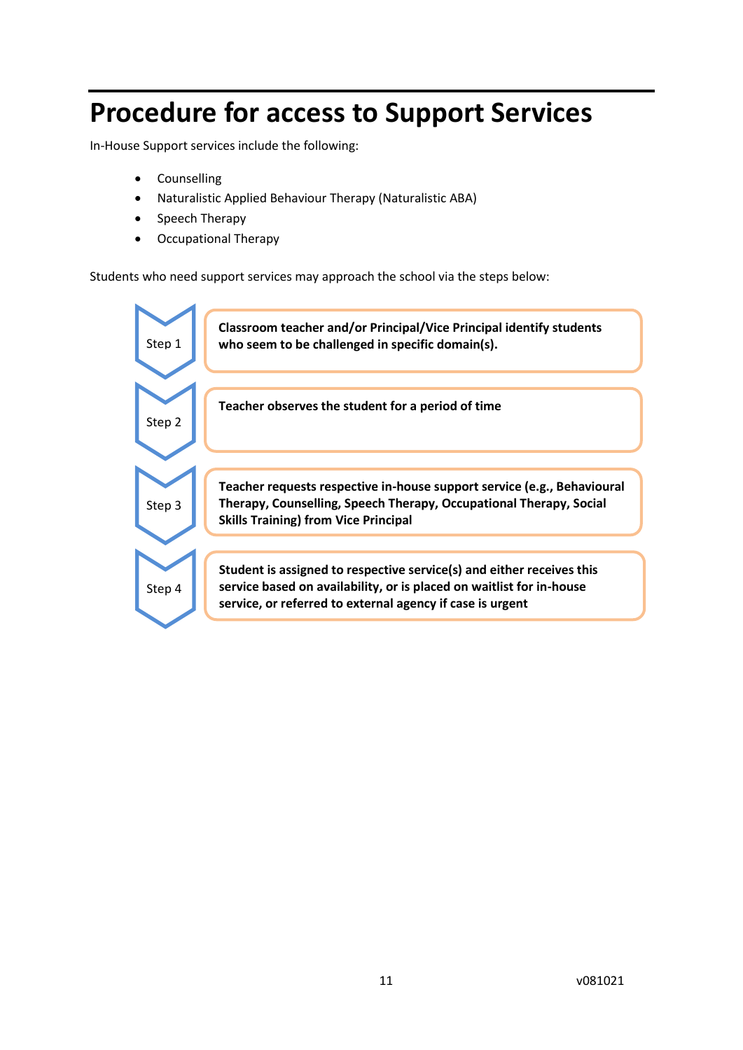# Procedure for access to Support Services

In-House Support services include the following:

- Counselling
- Naturalistic Applied Behaviour Therapy (Naturalistic ABA)
- Speech Therapy
- Occupational Therapy

Students who need support services may approach the school via the steps below:

Step 1 — **Classroom teacher and/or Principal/Vice Principal identify students who seem to be challenged in specific domain(s).**

Step 2 — **Teacher observes the student for a period of time**

Step 3 — **Teacher requests respective in-house support service (e.g., Behavioural Therapy, Counselling, Speech Therapy, Occupational Therapy, Social Skills Training) from Vice Principal**

Step 4 — **Student is assigned to respective service(s) and either receives this service based on availability, or is placed on waitlist for in-house service, or referred to external agency if case is urgent**

v081021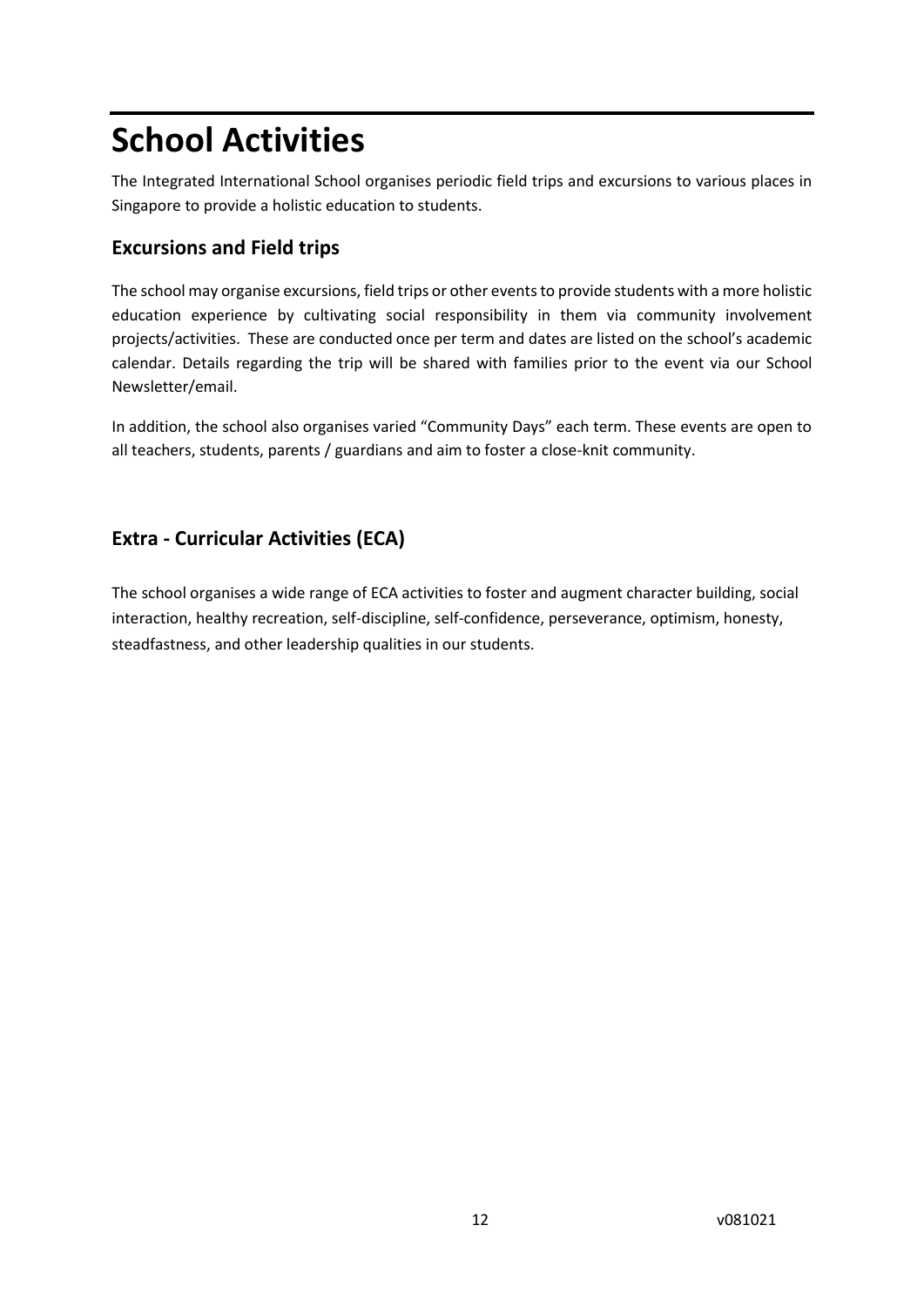# School Activities

The Integrated International School organises periodic field trips and excursions to various places in Singapore to provide a holistic education to students.

## Excursions and Field trips

The school may organise excursions, field trips or other events to provide students with a more holistic education experience by cultivating social responsibility in them via community involvement projects/activities. These are conducted once per term and dates are listed on the school's academic calendar. Details regarding the trip will be shared with families prior to the event via our School Newsletter/email.

In addition, the school also organises varied "Community Days" each term. These events are open to all teachers, students, parents / guardians and aim to foster a close-knit community.

## Extra - Curricular Activities (ECA)

The school organises a wide range of ECA activities to foster and augment character building, social interaction, healthy recreation, self-discipline, self-confidence, perseverance, optimism, honesty, steadfastness, and other leadership qualities in our students.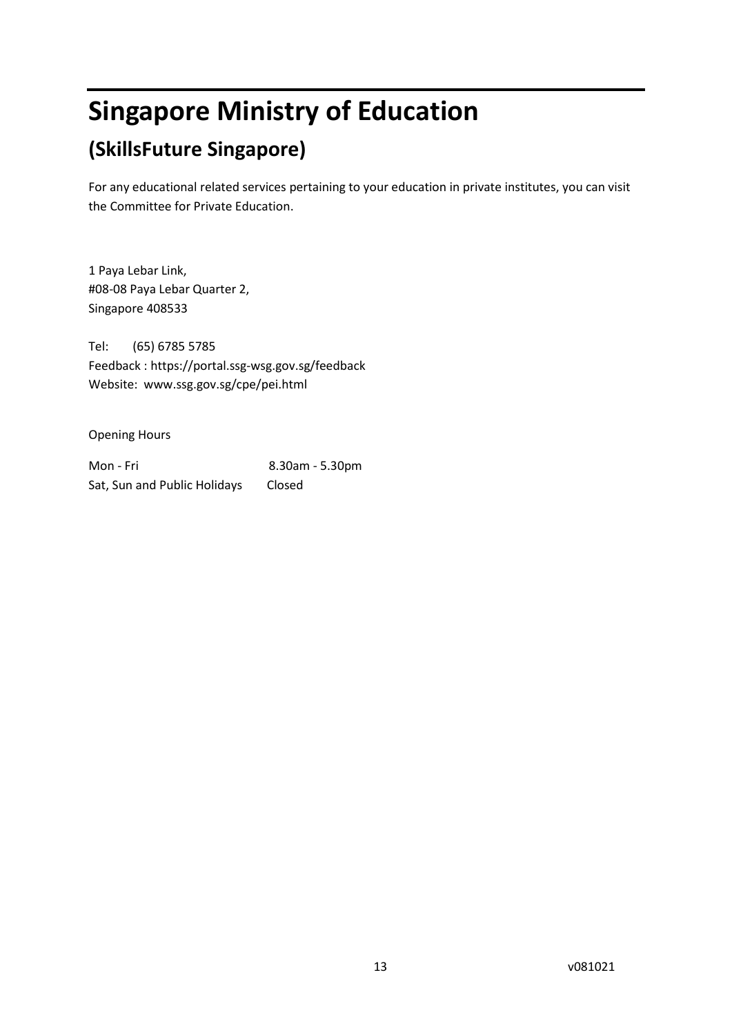# Singapore Ministry of Education

## (SkillsFuture Singapore)

For any educational related services pertaining to your education in private institutes, you can visit the Committee for Private Education.

1 Paya Lebar Link,
#08-08 Paya Lebar Quarter 2,
Singapore 408533

Tel: (65) 6785 5785
Feedback : https://portal.ssg-wsg.gov.sg/feedback
Website: www.ssg.gov.sg/cpe/pei.html

Opening Hours

| | |
|---|---|
| Mon - Fri | 8.30am - 5.30pm |
| Sat, Sun and Public Holidays | Closed |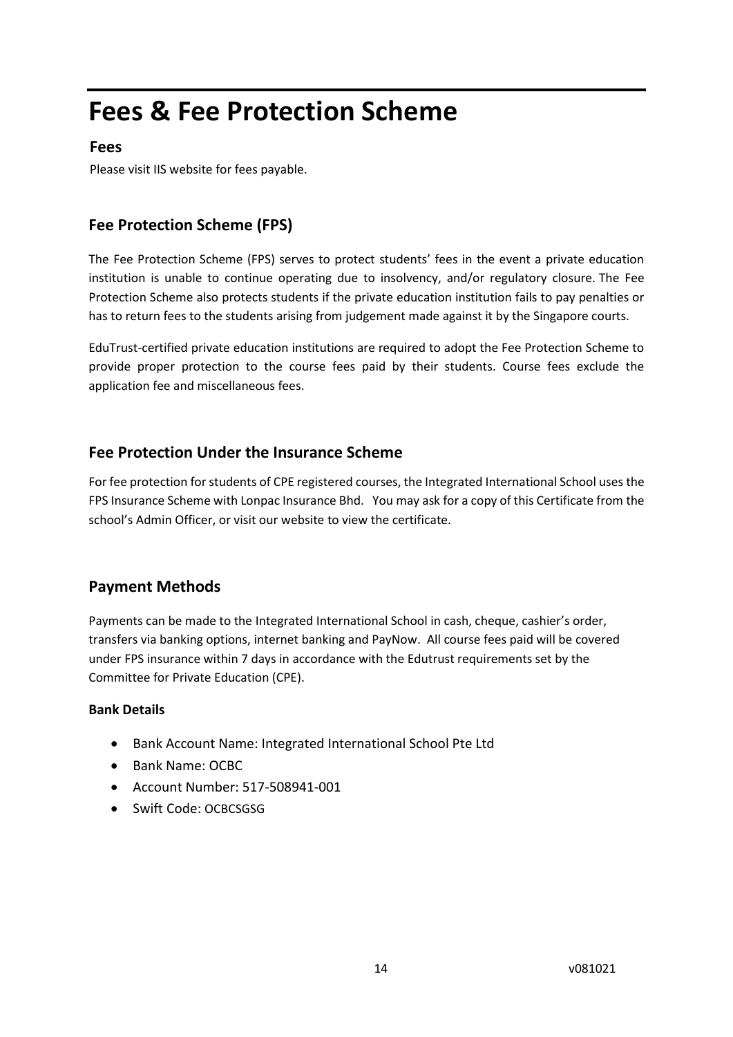# Fees & Fee Protection Scheme

## Fees

Please visit IIS website for fees payable.

## Fee Protection Scheme (FPS)

The Fee Protection Scheme (FPS) serves to protect students' fees in the event a private education institution is unable to continue operating due to insolvency, and/or regulatory closure. The Fee Protection Scheme also protects students if the private education institution fails to pay penalties or has to return fees to the students arising from judgement made against it by the Singapore courts.

EduTrust-certified private education institutions are required to adopt the Fee Protection Scheme to provide proper protection to the course fees paid by their students. Course fees exclude the application fee and miscellaneous fees.

## Fee Protection Under the Insurance Scheme

For fee protection for students of CPE registered courses, the Integrated International School uses the FPS Insurance Scheme with Lonpac Insurance Bhd. You may ask for a copy of this Certificate from the school's Admin Officer, or visit our website to view the certificate.

## Payment Methods

Payments can be made to the Integrated International School in cash, cheque, cashier's order, transfers via banking options, internet banking and PayNow. All course fees paid will be covered under FPS insurance within 7 days in accordance with the Edutrust requirements set by the Committee for Private Education (CPE).

**Bank Details**

- Bank Account Name: Integrated International School Pte Ltd
- Bank Name: OCBC
- Account Number: 517-508941-001
- Swift Code: OCBCSGSG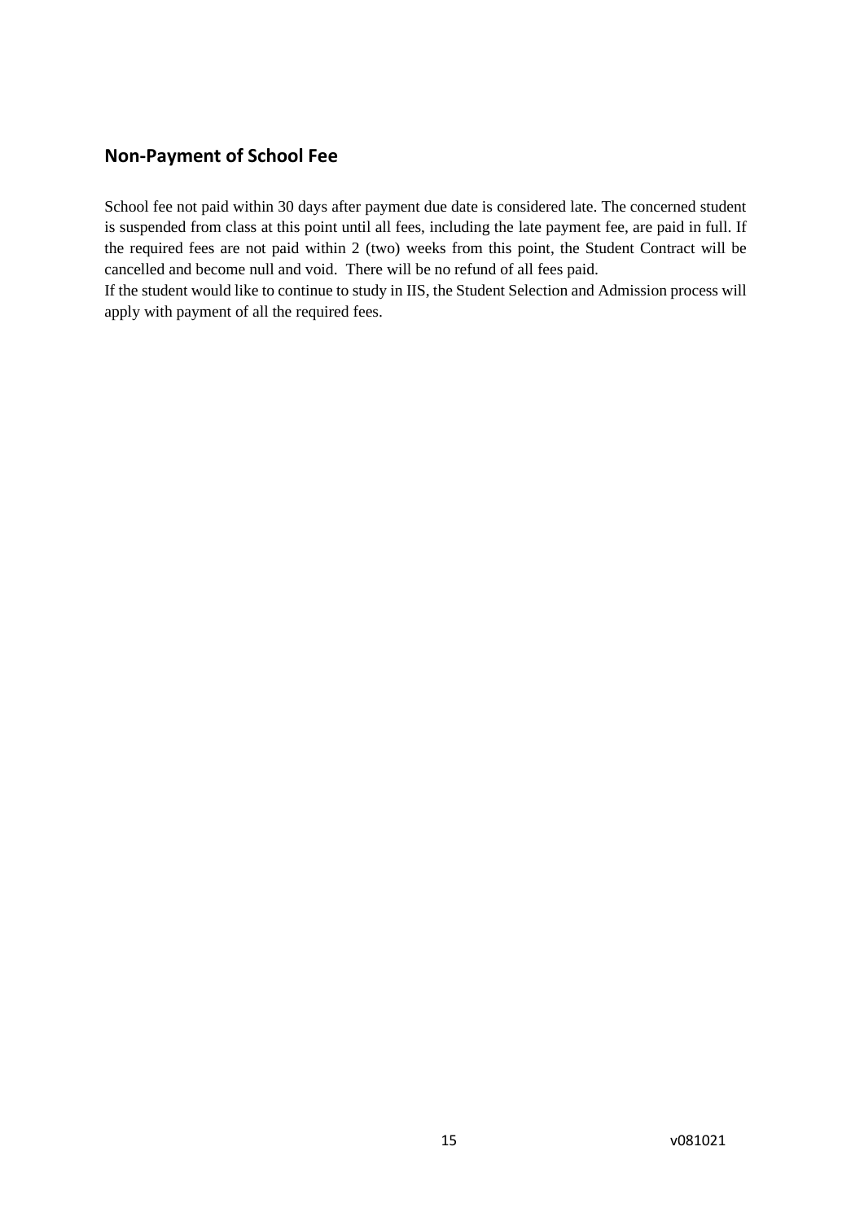## Non-Payment of School Fee

School fee not paid within 30 days after payment due date is considered late. The concerned student is suspended from class at this point until all fees, including the late payment fee, are paid in full. If the required fees are not paid within 2 (two) weeks from this point, the Student Contract will be cancelled and become null and void. There will be no refund of all fees paid.

If the student would like to continue to study in IIS, the Student Selection and Admission process will apply with payment of all the required fees.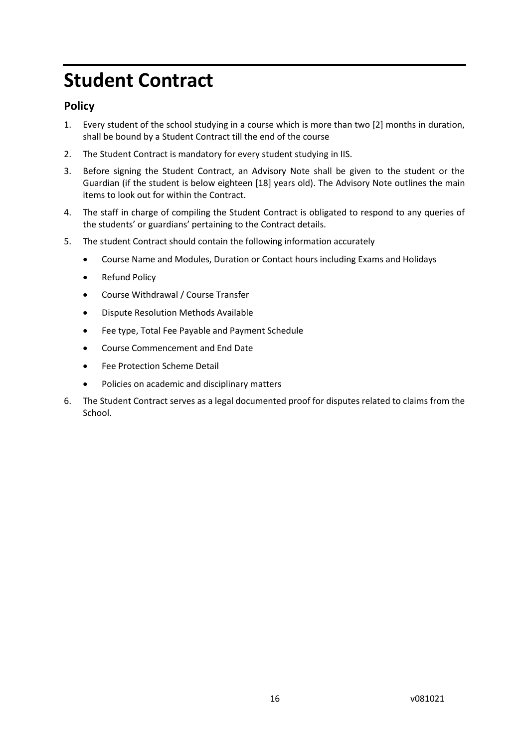# Student Contract

## Policy

1. Every student of the school studying in a course which is more than two [2] months in duration, shall be bound by a Student Contract till the end of the course
2. The Student Contract is mandatory for every student studying in IIS.
3. Before signing the Student Contract, an Advisory Note shall be given to the student or the Guardian (if the student is below eighteen [18] years old). The Advisory Note outlines the main items to look out for within the Contract.
4. The staff in charge of compiling the Student Contract is obligated to respond to any queries of the students' or guardians' pertaining to the Contract details.
5. The student Contract should contain the following information accurately
   - Course Name and Modules, Duration or Contact hours including Exams and Holidays
   - Refund Policy
   - Course Withdrawal / Course Transfer
   - Dispute Resolution Methods Available
   - Fee type, Total Fee Payable and Payment Schedule
   - Course Commencement and End Date
   - Fee Protection Scheme Detail
   - Policies on academic and disciplinary matters
6. The Student Contract serves as a legal documented proof for disputes related to claims from the School.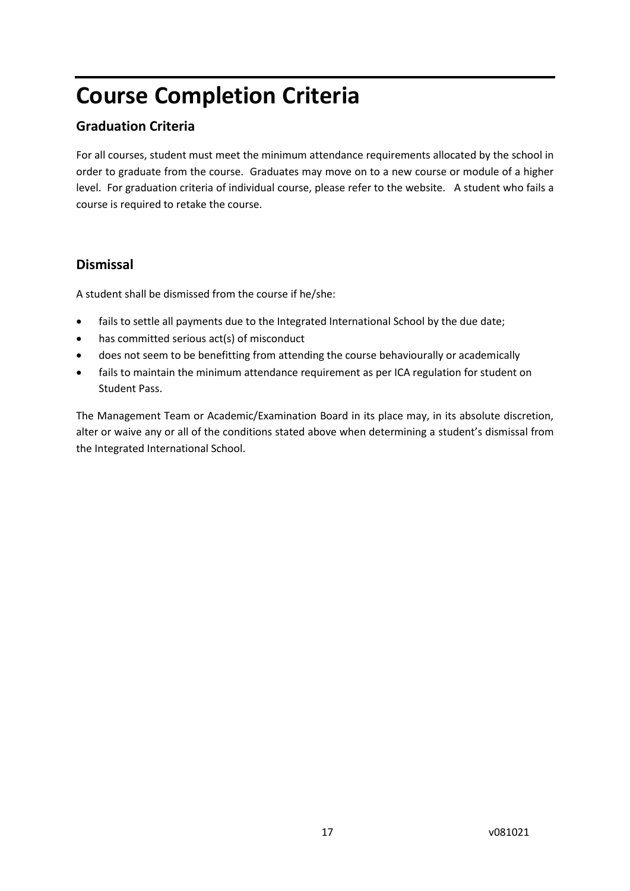# Course Completion Criteria

## Graduation Criteria

For all courses, student must meet the minimum attendance requirements allocated by the school in order to graduate from the course. Graduates may move on to a new course or module of a higher level. For graduation criteria of individual course, please refer to the website. A student who fails a course is required to retake the course.

## Dismissal

A student shall be dismissed from the course if he/she:

- fails to settle all payments due to the Integrated International School by the due date;
- has committed serious act(s) of misconduct
- does not seem to be benefitting from attending the course behaviourally or academically
- fails to maintain the minimum attendance requirement as per ICA regulation for student on Student Pass.

The Management Team or Academic/Examination Board in its place may, in its absolute discretion, alter or waive any or all of the conditions stated above when determining a student's dismissal from the Integrated International School.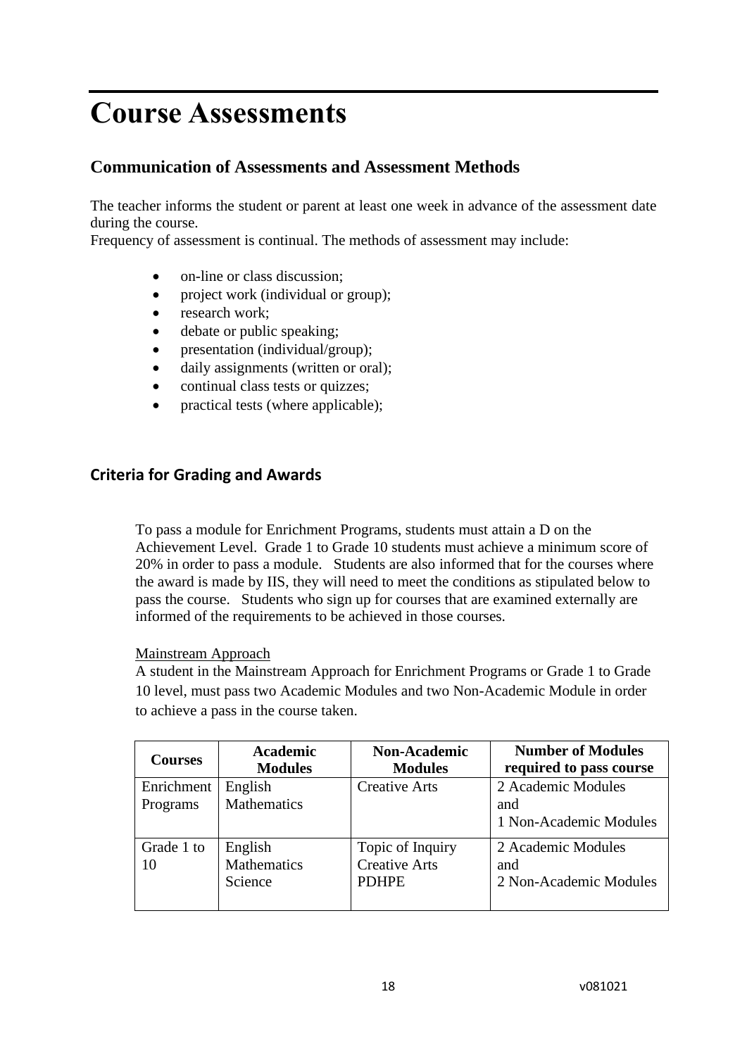# Course Assessments

## Communication of Assessments and Assessment Methods

The teacher informs the student or parent at least one week in advance of the assessment date during the course.
Frequency of assessment is continual. The methods of assessment may include:

- on-line or class discussion;
- project work (individual or group);
- research work;
- debate or public speaking;
- presentation (individual/group);
- daily assignments (written or oral);
- continual class tests or quizzes;
- practical tests (where applicable);

## Criteria for Grading and Awards

To pass a module for Enrichment Programs, students must attain a D on the Achievement Level. Grade 1 to Grade 10 students must achieve a minimum score of 20% in order to pass a module. Students are also informed that for the courses where the award is made by IIS, they will need to meet the conditions as stipulated below to pass the course. Students who sign up for courses that are examined externally are informed of the requirements to be achieved in those courses.

Mainstream Approach

A student in the Mainstream Approach for Enrichment Programs or Grade 1 to Grade 10 level, must pass two Academic Modules and two Non-Academic Module in order to achieve a pass in the course taken.

| Courses | Academic Modules | Non-Academic Modules | Number of Modules required to pass course |
|---|---|---|---|
| Enrichment Programs | English<br>Mathematics | Creative Arts | 2 Academic Modules<br>and<br>1 Non-Academic Modules |
| Grade 1 to 10 | English<br>Mathematics<br>Science | Topic of Inquiry<br>Creative Arts<br>PDHPE | 2 Academic Modules<br>and<br>2 Non-Academic Modules |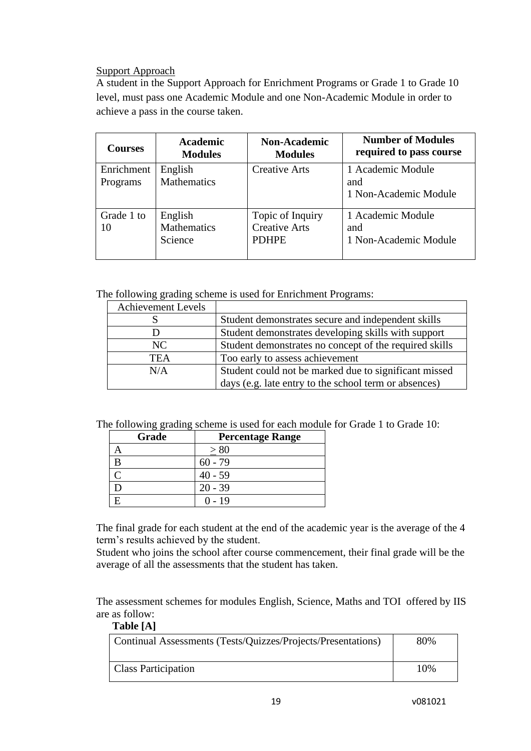Support Approach

A student in the Support Approach for Enrichment Programs or Grade 1 to Grade 10 level, must pass one Academic Module and one Non-Academic Module in order to achieve a pass in the course taken.

| Courses | Academic Modules | Non-Academic Modules | Number of Modules required to pass course |
|---|---|---|---|
| Enrichment Programs | English<br>Mathematics | Creative Arts | 1 Academic Module<br>and<br>1 Non-Academic Module |
| Grade 1 to 10 | English<br>Mathematics<br>Science | Topic of Inquiry<br>Creative Arts<br>PDHPE | 1 Academic Module<br>and<br>1 Non-Academic Module |

The following grading scheme is used for Enrichment Programs:

| Achievement Levels | |
|---|---|
| S | Student demonstrates secure and independent skills |
| D | Student demonstrates developing skills with support |
| NC | Student demonstrates no concept of the required skills |
| TEA | Too early to assess achievement |
| N/A | Student could not be marked due to significant missed days (e.g. late entry to the school term or absences) |

The following grading scheme is used for each module for Grade 1 to Grade 10:

| Grade | Percentage Range |
|---|---|
| A | $\geq 80$ |
| B | 60 - 79 |
| C | 40 - 59 |
| D | 20 - 39 |
| E | 0 - 19 |

The final grade for each student at the end of the academic year is the average of the 4 term's results achieved by the student.

Student who joins the school after course commencement, their final grade will be the average of all the assessments that the student has taken.

The assessment schemes for modules English, Science, Maths and TOI offered by IIS are as follow:

**Table [A]**

| Continual Assessments (Tests/Quizzes/Projects/Presentations) | 80% |
|---|---|
| Class Participation | 10% |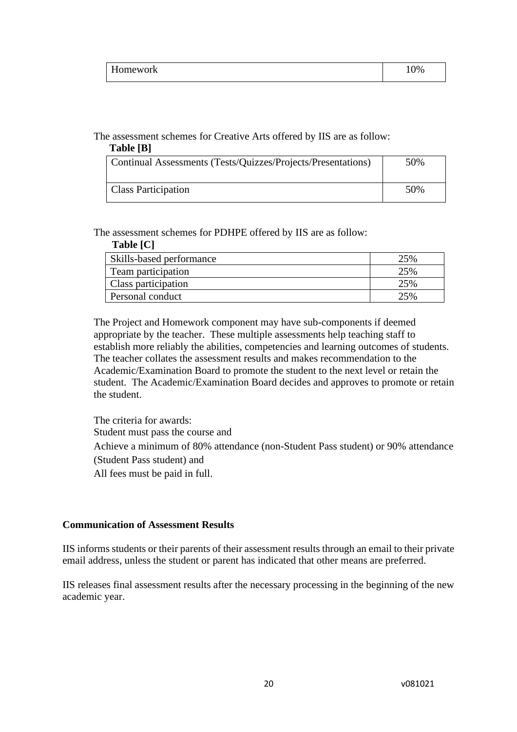| Homework | 10% |
|---|---|

The assessment schemes for Creative Arts offered by IIS are as follow:

**Table [B]**

| Continual Assessments (Tests/Quizzes/Projects/Presentations) | 50% |
|---|---|
| Class Participation | 50% |

The assessment schemes for PDHPE offered by IIS are as follow:

**Table [C]**

| Skills-based performance | 25% |
|---|---|
| Team participation | 25% |
| Class participation | 25% |
| Personal conduct | 25% |

The Project and Homework component may have sub-components if deemed appropriate by the teacher. These multiple assessments help teaching staff to establish more reliably the abilities, competencies and learning outcomes of students. The teacher collates the assessment results and makes recommendation to the Academic/Examination Board to promote the student to the next level or retain the student. The Academic/Examination Board decides and approves to promote or retain the student.

The criteria for awards:

Student must pass the course and

Achieve a minimum of 80% attendance (non-Student Pass student) or 90% attendance (Student Pass student) and

All fees must be paid in full.

**Communication of Assessment Results**

IIS informs students or their parents of their assessment results through an email to their private email address, unless the student or parent has indicated that other means are preferred.

IIS releases final assessment results after the necessary processing in the beginning of the new academic year.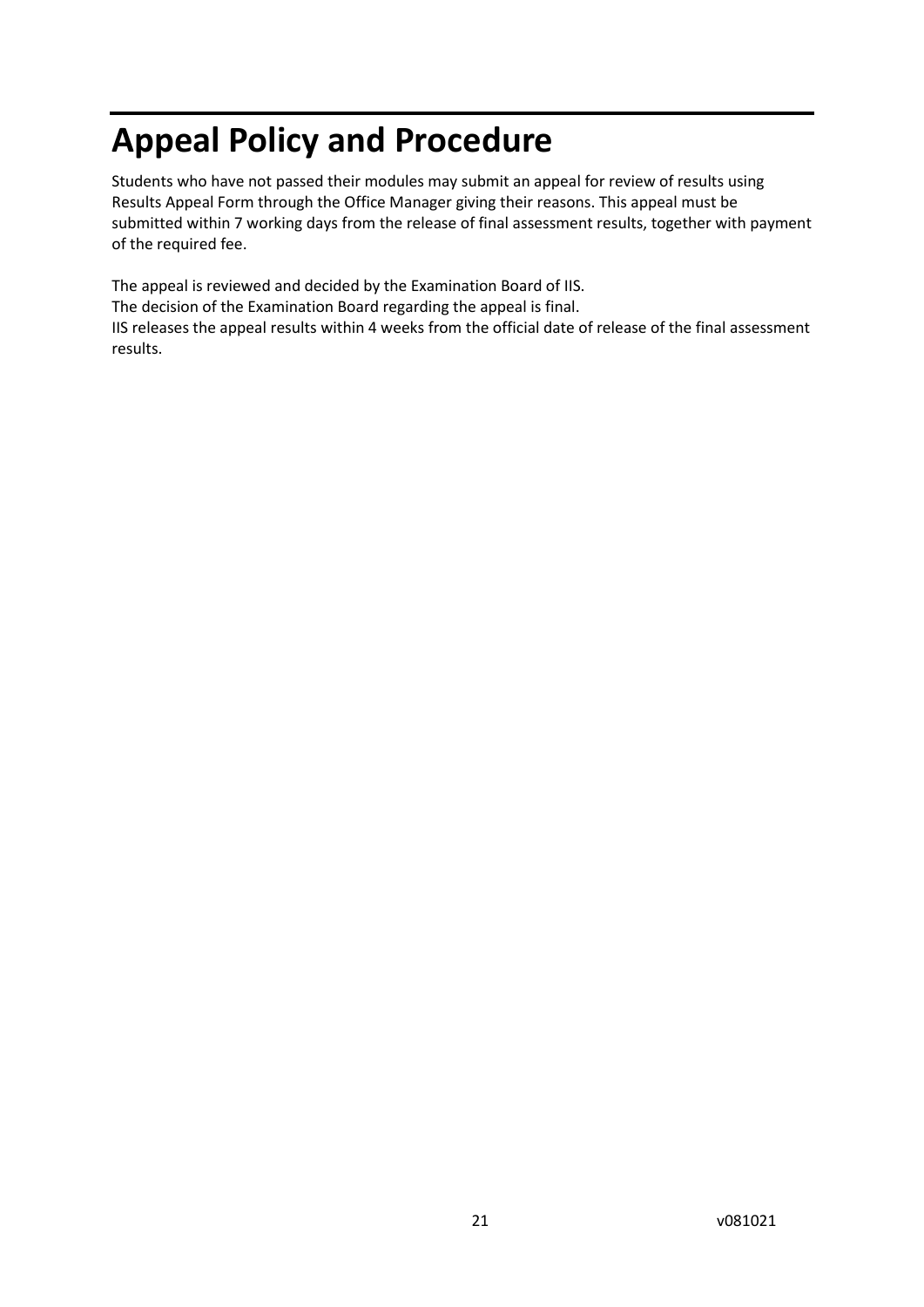# Appeal Policy and Procedure

Students who have not passed their modules may submit an appeal for review of results using Results Appeal Form through the Office Manager giving their reasons. This appeal must be submitted within 7 working days from the release of final assessment results, together with payment of the required fee.

The appeal is reviewed and decided by the Examination Board of IIS.
The decision of the Examination Board regarding the appeal is final.
IIS releases the appeal results within 4 weeks from the official date of release of the final assessment results.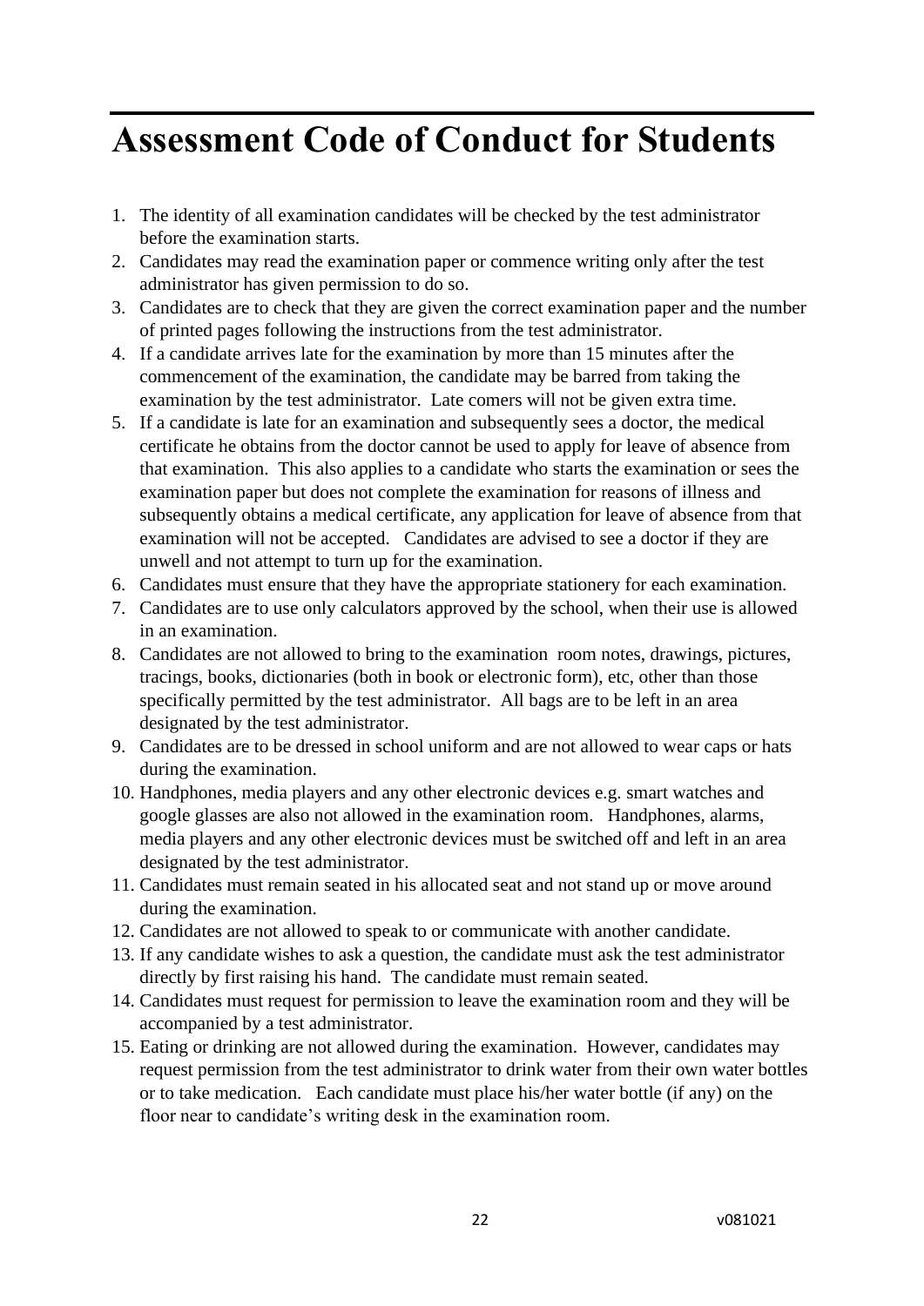# Assessment Code of Conduct for Students

1. The identity of all examination candidates will be checked by the test administrator before the examination starts.
2. Candidates may read the examination paper or commence writing only after the test administrator has given permission to do so.
3. Candidates are to check that they are given the correct examination paper and the number of printed pages following the instructions from the test administrator.
4. If a candidate arrives late for the examination by more than 15 minutes after the commencement of the examination, the candidate may be barred from taking the examination by the test administrator. Late comers will not be given extra time.
5. If a candidate is late for an examination and subsequently sees a doctor, the medical certificate he obtains from the doctor cannot be used to apply for leave of absence from that examination. This also applies to a candidate who starts the examination or sees the examination paper but does not complete the examination for reasons of illness and subsequently obtains a medical certificate, any application for leave of absence from that examination will not be accepted. Candidates are advised to see a doctor if they are unwell and not attempt to turn up for the examination.
6. Candidates must ensure that they have the appropriate stationery for each examination.
7. Candidates are to use only calculators approved by the school, when their use is allowed in an examination.
8. Candidates are not allowed to bring to the examination room notes, drawings, pictures, tracings, books, dictionaries (both in book or electronic form), etc, other than those specifically permitted by the test administrator. All bags are to be left in an area designated by the test administrator.
9. Candidates are to be dressed in school uniform and are not allowed to wear caps or hats during the examination.
10. Handphones, media players and any other electronic devices e.g. smart watches and google glasses are also not allowed in the examination room. Handphones, alarms, media players and any other electronic devices must be switched off and left in an area designated by the test administrator.
11. Candidates must remain seated in his allocated seat and not stand up or move around during the examination.
12. Candidates are not allowed to speak to or communicate with another candidate.
13. If any candidate wishes to ask a question, the candidate must ask the test administrator directly by first raising his hand. The candidate must remain seated.
14. Candidates must request for permission to leave the examination room and they will be accompanied by a test administrator.
15. Eating or drinking are not allowed during the examination. However, candidates may request permission from the test administrator to drink water from their own water bottles or to take medication. Each candidate must place his/her water bottle (if any) on the floor near to candidate's writing desk in the examination room.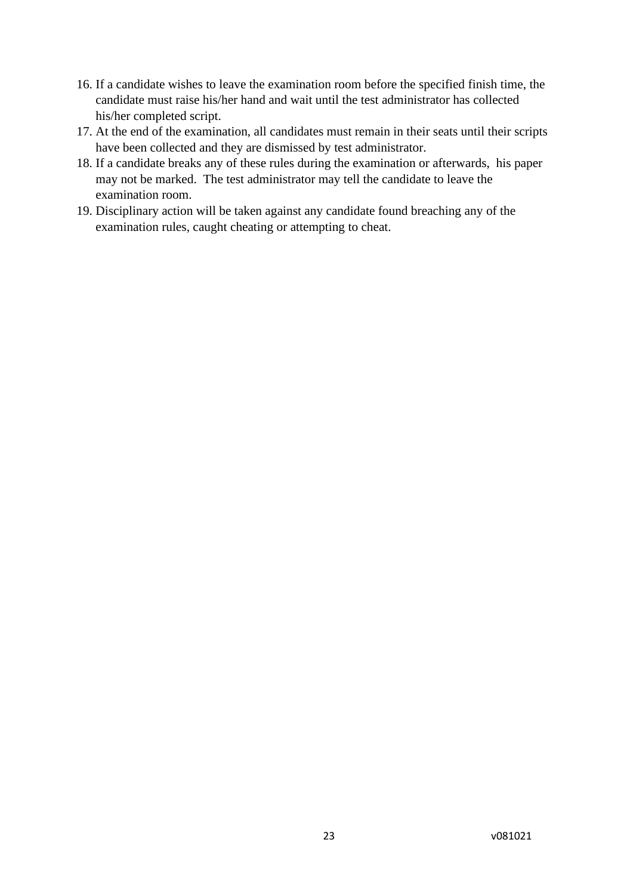16. If a candidate wishes to leave the examination room before the specified finish time, the candidate must raise his/her hand and wait until the test administrator has collected his/her completed script.
17. At the end of the examination, all candidates must remain in their seats until their scripts have been collected and they are dismissed by test administrator.
18. If a candidate breaks any of these rules during the examination or afterwards, his paper may not be marked. The test administrator may tell the candidate to leave the examination room.
19. Disciplinary action will be taken against any candidate found breaching any of the examination rules, caught cheating or attempting to cheat.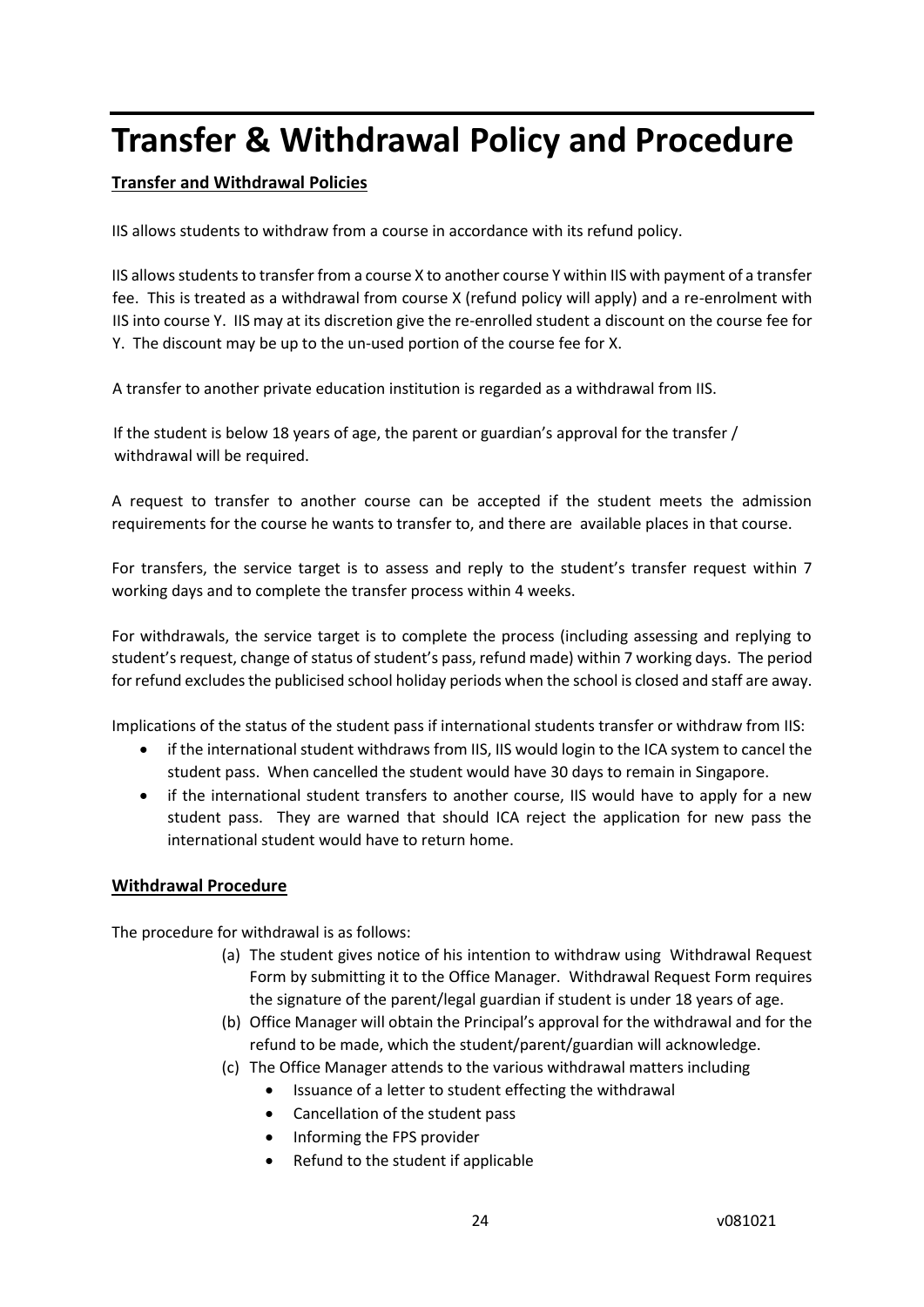# Transfer & Withdrawal Policy and Procedure

**Transfer and Withdrawal Policies**

IIS allows students to withdraw from a course in accordance with its refund policy.

IIS allows students to transfer from a course X to another course Y within IIS with payment of a transfer fee. This is treated as a withdrawal from course X (refund policy will apply) and a re-enrolment with IIS into course Y. IIS may at its discretion give the re-enrolled student a discount on the course fee for Y. The discount may be up to the un-used portion of the course fee for X.

A transfer to another private education institution is regarded as a withdrawal from IIS.

If the student is below 18 years of age, the parent or guardian's approval for the transfer / withdrawal will be required.

A request to transfer to another course can be accepted if the student meets the admission requirements for the course he wants to transfer to, and there are available places in that course.

For transfers, the service target is to assess and reply to the student's transfer request within 7 working days and to complete the transfer process within 4 weeks.

For withdrawals, the service target is to complete the process (including assessing and replying to student's request, change of status of student's pass, refund made) within 7 working days. The period for refund excludes the publicised school holiday periods when the school is closed and staff are away.

Implications of the status of the student pass if international students transfer or withdraw from IIS:

- if the international student withdraws from IIS, IIS would login to the ICA system to cancel the student pass. When cancelled the student would have 30 days to remain in Singapore.
- if the international student transfers to another course, IIS would have to apply for a new student pass. They are warned that should ICA reject the application for new pass the international student would have to return home.

## Withdrawal Procedure

The procedure for withdrawal is as follows:

(a) The student gives notice of his intention to withdraw using Withdrawal Request Form by submitting it to the Office Manager. Withdrawal Request Form requires the signature of the parent/legal guardian if student is under 18 years of age.

(b) Office Manager will obtain the Principal's approval for the withdrawal and for the refund to be made, which the student/parent/guardian will acknowledge.

(c) The Office Manager attends to the various withdrawal matters including

- Issuance of a letter to student effecting the withdrawal
- Cancellation of the student pass
- Informing the FPS provider
- Refund to the student if applicable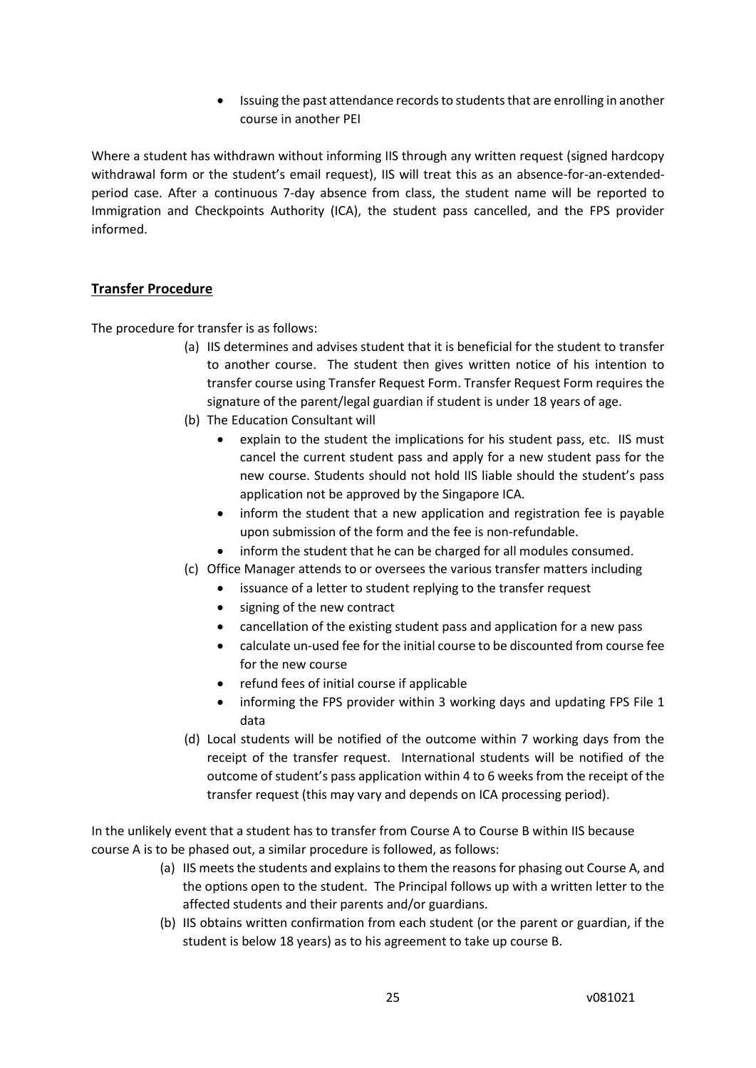- Issuing the past attendance records to students that are enrolling in another course in another PEI

Where a student has withdrawn without informing IIS through any written request (signed hardcopy withdrawal form or the student's email request), IIS will treat this as an absence-for-an-extended-period case. After a continuous 7-day absence from class, the student name will be reported to Immigration and Checkpoints Authority (ICA), the student pass cancelled, and the FPS provider informed.

## Transfer Procedure

The procedure for transfer is as follows:

(a) IIS determines and advises student that it is beneficial for the student to transfer to another course. The student then gives written notice of his intention to transfer course using Transfer Request Form. Transfer Request Form requires the signature of the parent/legal guardian if student is under 18 years of age.

(b) The Education Consultant will
- explain to the student the implications for his student pass, etc. IIS must cancel the current student pass and apply for a new student pass for the new course. Students should not hold IIS liable should the student's pass application not be approved by the Singapore ICA.
- inform the student that a new application and registration fee is payable upon submission of the form and the fee is non-refundable.
- inform the student that he can be charged for all modules consumed.

(c) Office Manager attends to or oversees the various transfer matters including
- issuance of a letter to student replying to the transfer request
- signing of the new contract
- cancellation of the existing student pass and application for a new pass
- calculate un-used fee for the initial course to be discounted from course fee for the new course
- refund fees of initial course if applicable
- informing the FPS provider within 3 working days and updating FPS File 1 data

(d) Local students will be notified of the outcome within 7 working days from the receipt of the transfer request. International students will be notified of the outcome of student's pass application within 4 to 6 weeks from the receipt of the transfer request (this may vary and depends on ICA processing period).

In the unlikely event that a student has to transfer from Course A to Course B within IIS because course A is to be phased out, a similar procedure is followed, as follows:

(a) IIS meets the students and explains to them the reasons for phasing out Course A, and the options open to the student. The Principal follows up with a written letter to the affected students and their parents and/or guardians.

(b) IIS obtains written confirmation from each student (or the parent or guardian, if the student is below 18 years) as to his agreement to take up course B.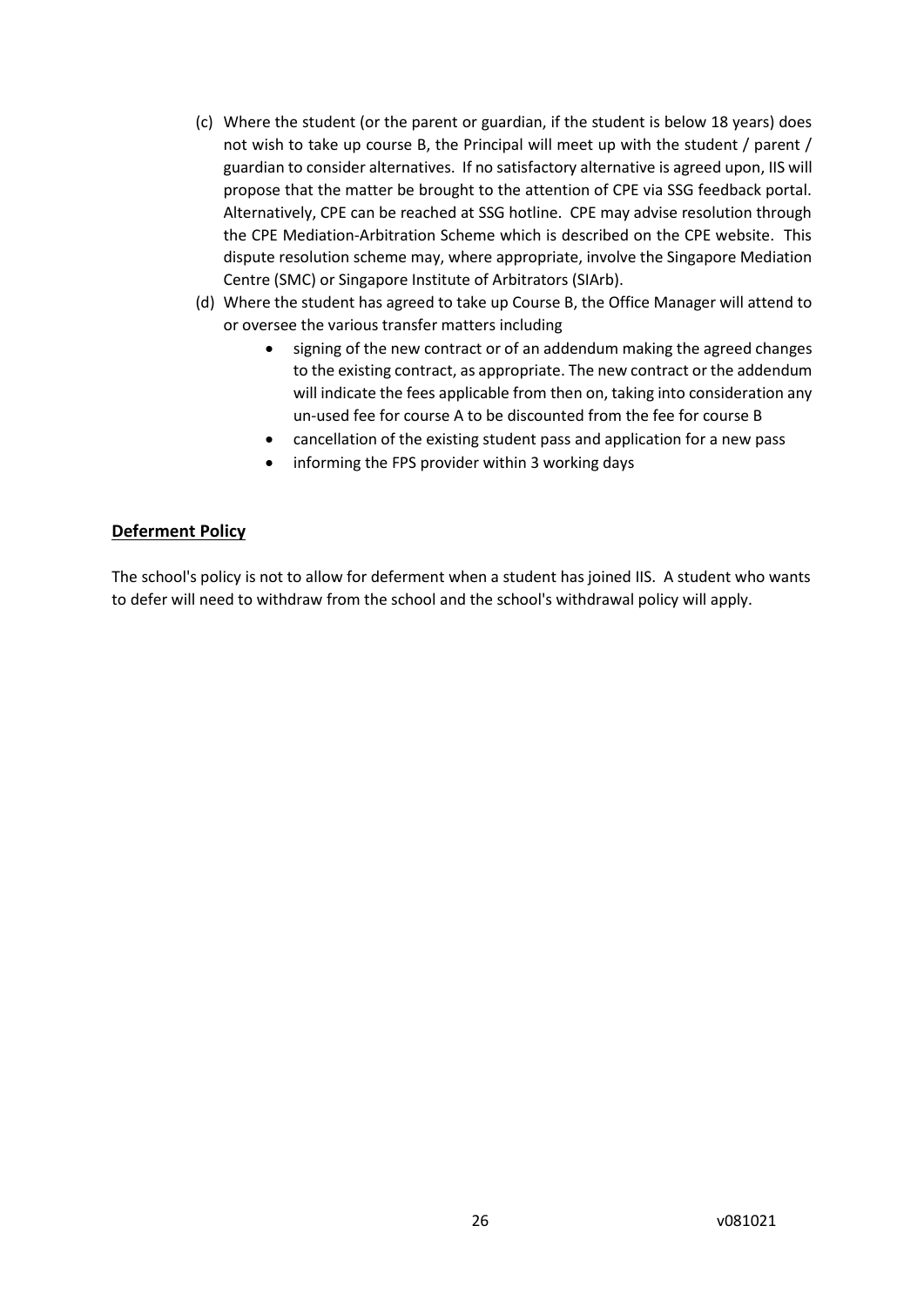(c) Where the student (or the parent or guardian, if the student is below 18 years) does not wish to take up course B, the Principal will meet up with the student / parent / guardian to consider alternatives. If no satisfactory alternative is agreed upon, IIS will propose that the matter be brought to the attention of CPE via SSG feedback portal. Alternatively, CPE can be reached at SSG hotline. CPE may advise resolution through the CPE Mediation-Arbitration Scheme which is described on the CPE website. This dispute resolution scheme may, where appropriate, involve the Singapore Mediation Centre (SMC) or Singapore Institute of Arbitrators (SIArb).

(d) Where the student has agreed to take up Course B, the Office Manager will attend to or oversee the various transfer matters including

- signing of the new contract or of an addendum making the agreed changes to the existing contract, as appropriate. The new contract or the addendum will indicate the fees applicable from then on, taking into consideration any un-used fee for course A to be discounted from the fee for course B
- cancellation of the existing student pass and application for a new pass
- informing the FPS provider within 3 working days

## Deferment Policy

The school's policy is not to allow for deferment when a student has joined IIS. A student who wants to defer will need to withdraw from the school and the school's withdrawal policy will apply.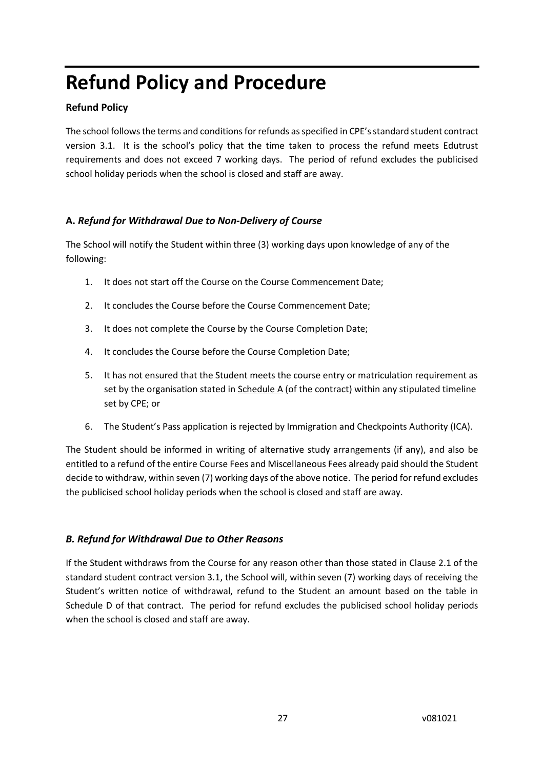# Refund Policy and Procedure

**Refund Policy**

The school follows the terms and conditions for refunds as specified in CPE's standard student contract version 3.1. It is the school's policy that the time taken to process the refund meets Edutrust requirements and does not exceed 7 working days. The period of refund excludes the publicised school holiday periods when the school is closed and staff are away.

### A. *Refund for Withdrawal Due to Non-Delivery of Course*

The School will notify the Student within three (3) working days upon knowledge of any of the following:

1. It does not start off the Course on the Course Commencement Date;
2. It concludes the Course before the Course Commencement Date;
3. It does not complete the Course by the Course Completion Date;
4. It concludes the Course before the Course Completion Date;
5. It has not ensured that the Student meets the course entry or matriculation requirement as set by the organisation stated in Schedule A (of the contract) within any stipulated timeline set by CPE; or
6. The Student's Pass application is rejected by Immigration and Checkpoints Authority (ICA).

The Student should be informed in writing of alternative study arrangements (if any), and also be entitled to a refund of the entire Course Fees and Miscellaneous Fees already paid should the Student decide to withdraw, within seven (7) working days of the above notice. The period for refund excludes the publicised school holiday periods when the school is closed and staff are away.

### *B. Refund for Withdrawal Due to Other Reasons*

If the Student withdraws from the Course for any reason other than those stated in Clause 2.1 of the standard student contract version 3.1, the School will, within seven (7) working days of receiving the Student's written notice of withdrawal, refund to the Student an amount based on the table in Schedule D of that contract. The period for refund excludes the publicised school holiday periods when the school is closed and staff are away.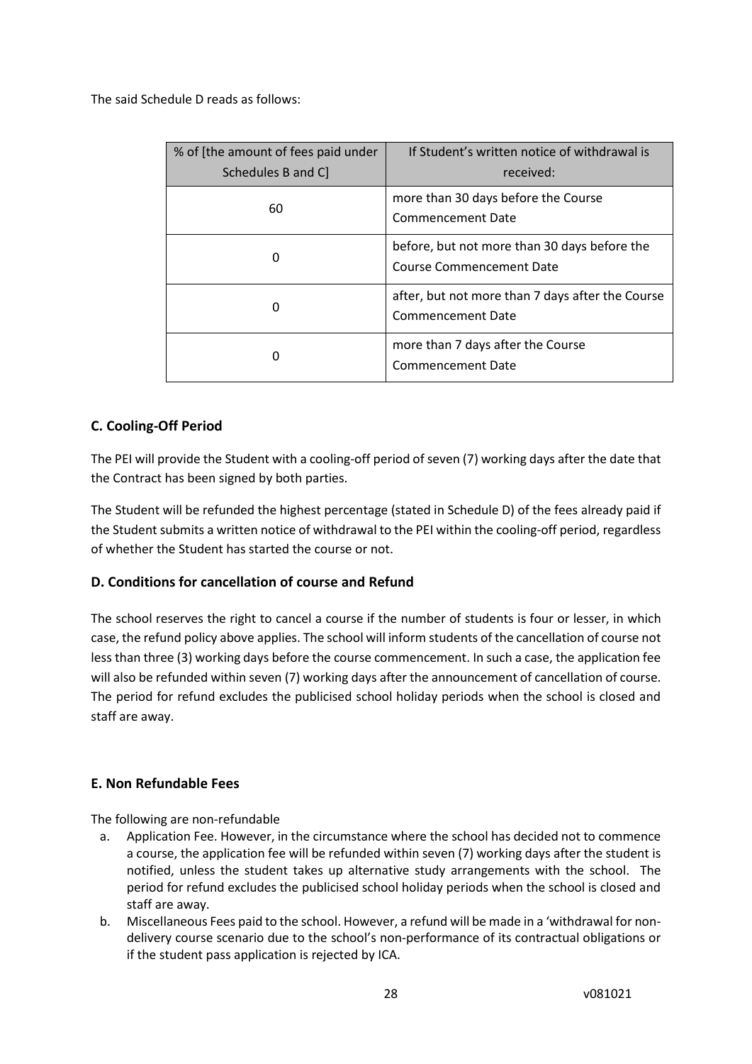The said Schedule D reads as follows:

| % of [the amount of fees paid under Schedules B and C] | If Student's written notice of withdrawal is received: |
| --- | --- |
| 60 | more than 30 days before the Course Commencement Date |
| 0 | before, but not more than 30 days before the Course Commencement Date |
| 0 | after, but not more than 7 days after the Course Commencement Date |
| 0 | more than 7 days after the Course Commencement Date |

### C. Cooling-Off Period

The PEI will provide the Student with a cooling-off period of seven (7) working days after the date that the Contract has been signed by both parties.

The Student will be refunded the highest percentage (stated in Schedule D) of the fees already paid if the Student submits a written notice of withdrawal to the PEI within the cooling-off period, regardless of whether the Student has started the course or not.

### D. Conditions for cancellation of course and Refund

The school reserves the right to cancel a course if the number of students is four or lesser, in which case, the refund policy above applies. The school will inform students of the cancellation of course not less than three (3) working days before the course commencement. In such a case, the application fee will also be refunded within seven (7) working days after the announcement of cancellation of course. The period for refund excludes the publicised school holiday periods when the school is closed and staff are away.

### E. Non Refundable Fees

The following are non-refundable

a. Application Fee. However, in the circumstance where the school has decided not to commence a course, the application fee will be refunded within seven (7) working days after the student is notified, unless the student takes up alternative study arrangements with the school. The period for refund excludes the publicised school holiday periods when the school is closed and staff are away.
b. Miscellaneous Fees paid to the school. However, a refund will be made in a 'withdrawal for non-delivery course scenario due to the school's non-performance of its contractual obligations or if the student pass application is rejected by ICA.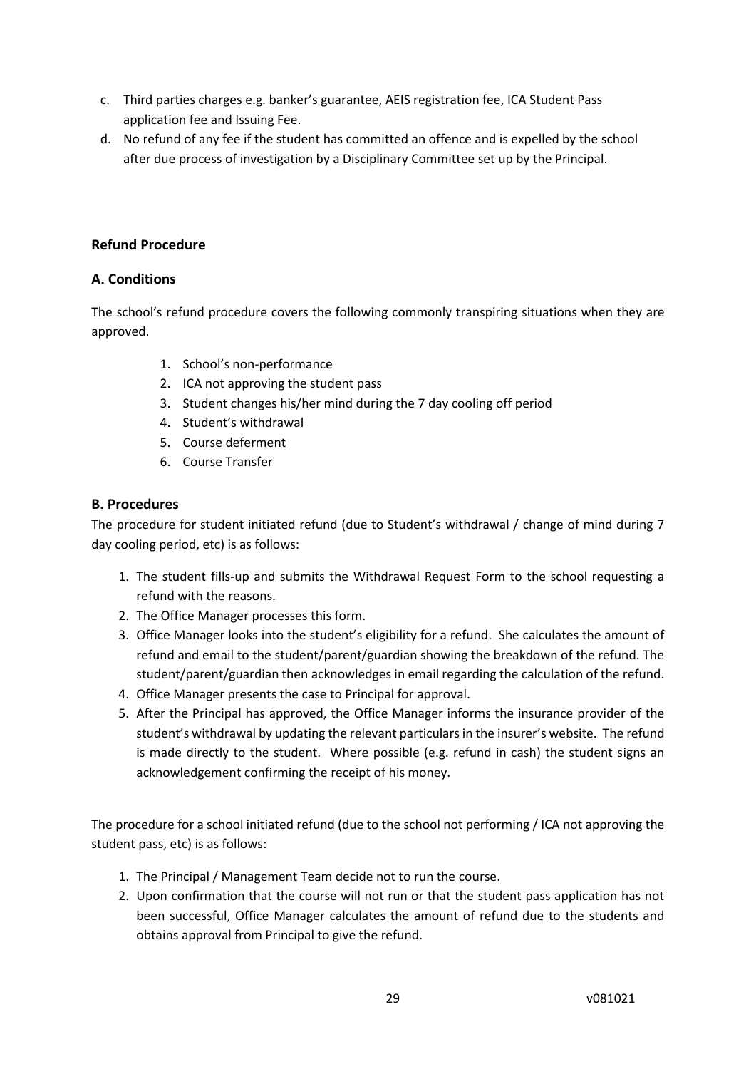c. Third parties charges e.g. banker's guarantee, AEIS registration fee, ICA Student Pass application fee and Issuing Fee.
d. No refund of any fee if the student has committed an offence and is expelled by the school after due process of investigation by a Disciplinary Committee set up by the Principal.

**Refund Procedure**

**A. Conditions**

The school's refund procedure covers the following commonly transpiring situations when they are approved.

1. School's non-performance
2. ICA not approving the student pass
3. Student changes his/her mind during the 7 day cooling off period
4. Student's withdrawal
5. Course deferment
6. Course Transfer

**B. Procedures**

The procedure for student initiated refund (due to Student's withdrawal / change of mind during 7 day cooling period, etc) is as follows:

1. The student fills-up and submits the Withdrawal Request Form to the school requesting a refund with the reasons.
2. The Office Manager processes this form.
3. Office Manager looks into the student's eligibility for a refund. She calculates the amount of refund and email to the student/parent/guardian showing the breakdown of the refund. The student/parent/guardian then acknowledges in email regarding the calculation of the refund.
4. Office Manager presents the case to Principal for approval.
5. After the Principal has approved, the Office Manager informs the insurance provider of the student's withdrawal by updating the relevant particulars in the insurer's website. The refund is made directly to the student. Where possible (e.g. refund in cash) the student signs an acknowledgement confirming the receipt of his money.

The procedure for a school initiated refund (due to the school not performing / ICA not approving the student pass, etc) is as follows:

1. The Principal / Management Team decide not to run the course.
2. Upon confirmation that the course will not run or that the student pass application has not been successful, Office Manager calculates the amount of refund due to the students and obtains approval from Principal to give the refund.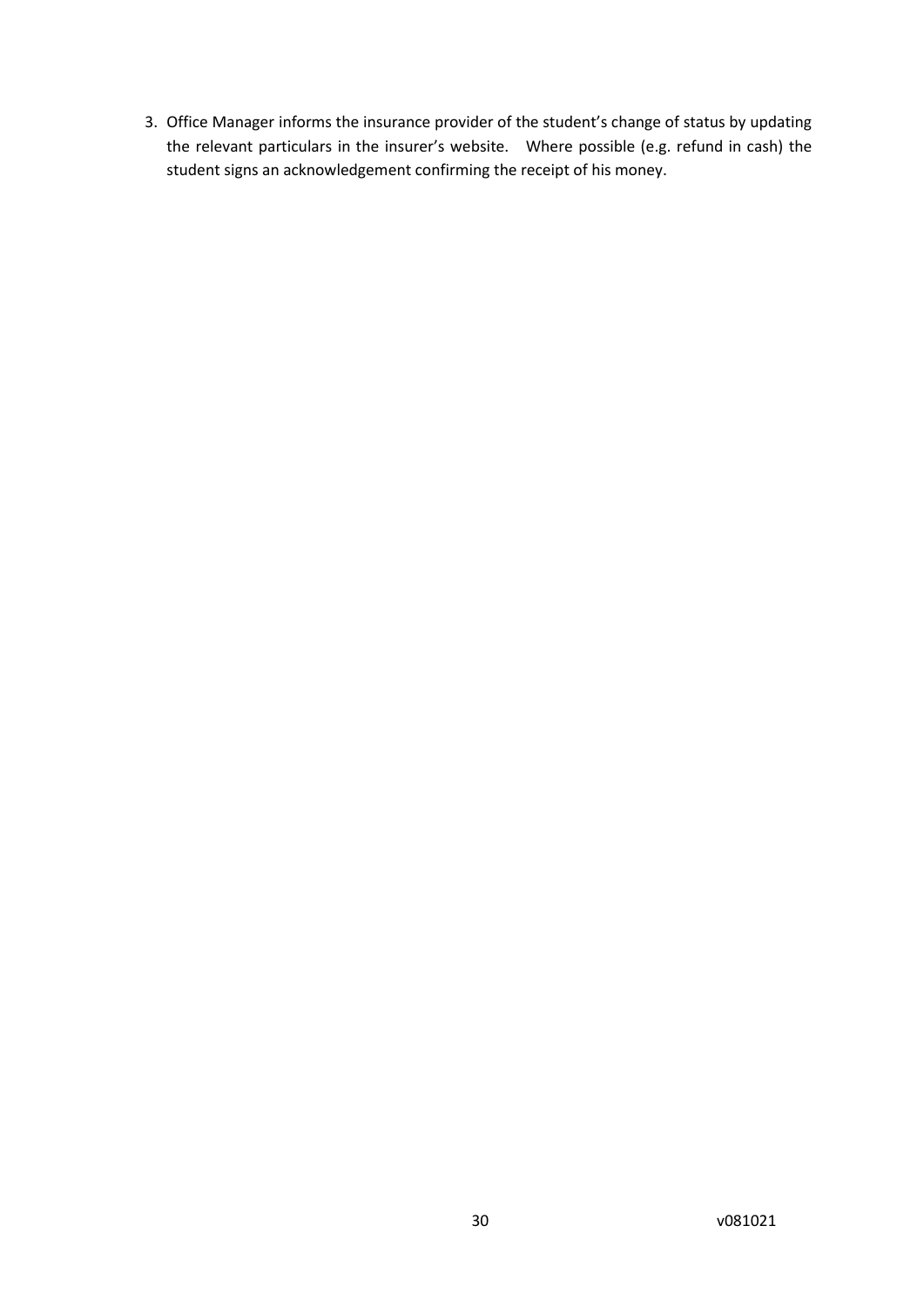3. Office Manager informs the insurance provider of the student's change of status by updating the relevant particulars in the insurer's website. Where possible (e.g. refund in cash) the student signs an acknowledgement confirming the receipt of his money.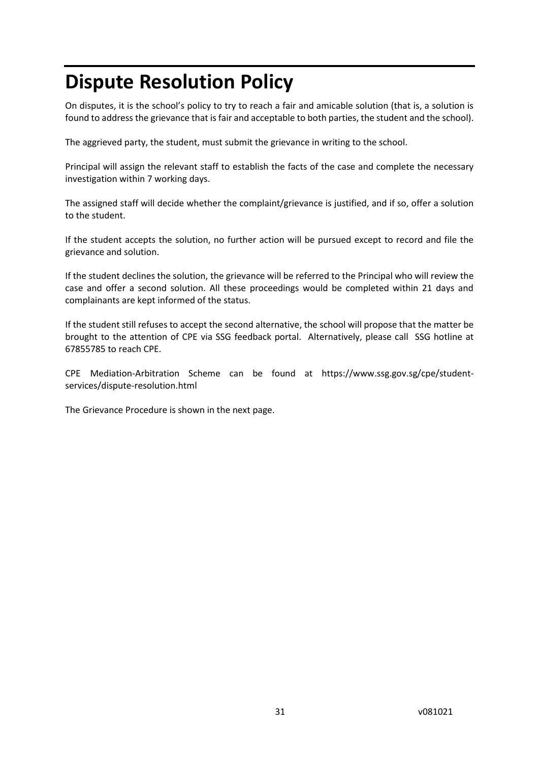# Dispute Resolution Policy

On disputes, it is the school's policy to try to reach a fair and amicable solution (that is, a solution is found to address the grievance that is fair and acceptable to both parties, the student and the school).

The aggrieved party, the student, must submit the grievance in writing to the school.

Principal will assign the relevant staff to establish the facts of the case and complete the necessary investigation within 7 working days.

The assigned staff will decide whether the complaint/grievance is justified, and if so, offer a solution to the student.

If the student accepts the solution, no further action will be pursued except to record and file the grievance and solution.

If the student declines the solution, the grievance will be referred to the Principal who will review the case and offer a second solution. All these proceedings would be completed within 21 days and complainants are kept informed of the status.

If the student still refuses to accept the second alternative, the school will propose that the matter be brought to the attention of CPE via SSG feedback portal. Alternatively, please call SSG hotline at 67855785 to reach CPE.

CPE Mediation-Arbitration Scheme can be found at https://www.ssg.gov.sg/cpe/student-services/dispute-resolution.html

The Grievance Procedure is shown in the next page.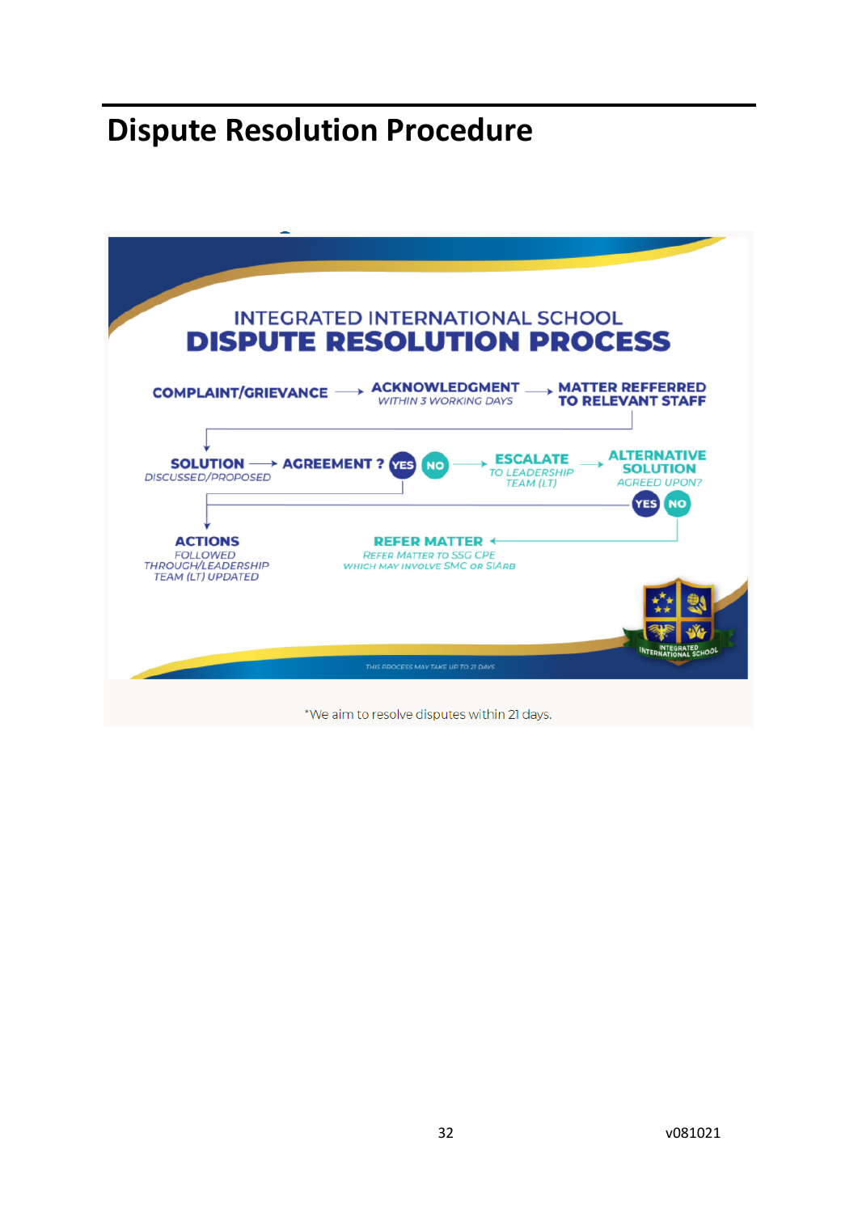# Dispute Resolution Procedure

INTEGRATED INTERNATIONAL SCHOOL

**DISPUTE RESOLUTION PROCESS**

**COMPLAINT/GRIEVANCE** → **ACKNOWLEDGMENT** *WITHIN 3 WORKING DAYS* → **MATTER REFFERRED TO RELEVANT STAFF**

**SOLUTION** *DISCUSSED/PROPOSED* → **AGREEMENT ?** YES / NO

NO → **ESCALATE** *TO LEADERSHIP TEAM (LT)* → **ALTERNATIVE SOLUTION** *AGREED UPON?* YES / NO

YES → **ACTIONS** *FOLLOWED THROUGH/LEADERSHIP TEAM (LT) UPDATED*

NO → **REFER MATTER** *REFER MATTER TO SSG CPE WHICH MAY INVOLVE SMC OR SIARB*

INTEGRATED INTERNATIONAL SCHOOL

THIS PROCESS MAY TAKE UP TO 21 DAYS

*We aim to resolve disputes within 21 days.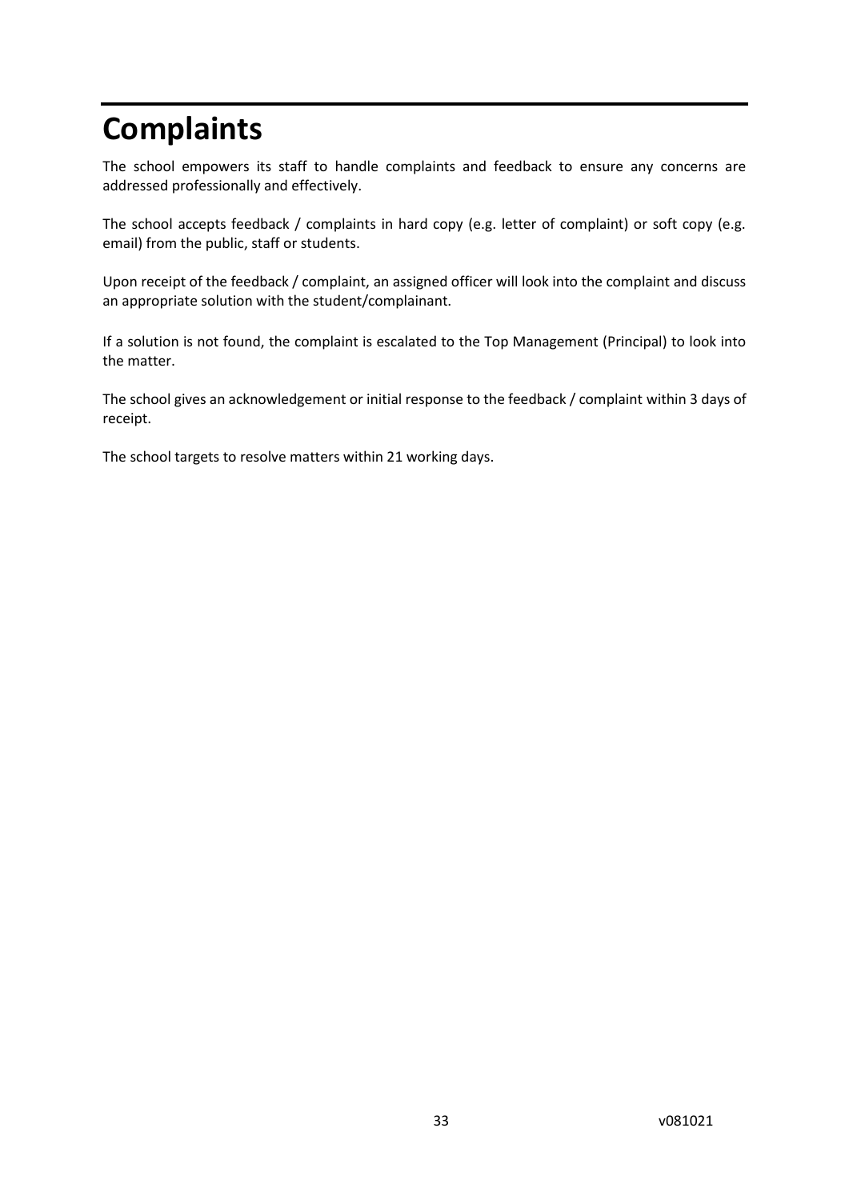# Complaints

The school empowers its staff to handle complaints and feedback to ensure any concerns are addressed professionally and effectively.

The school accepts feedback / complaints in hard copy (e.g. letter of complaint) or soft copy (e.g. email) from the public, staff or students.

Upon receipt of the feedback / complaint, an assigned officer will look into the complaint and discuss an appropriate solution with the student/complainant.

If a solution is not found, the complaint is escalated to the Top Management (Principal) to look into the matter.

The school gives an acknowledgement or initial response to the feedback / complaint within 3 days of receipt.

The school targets to resolve matters within 21 working days.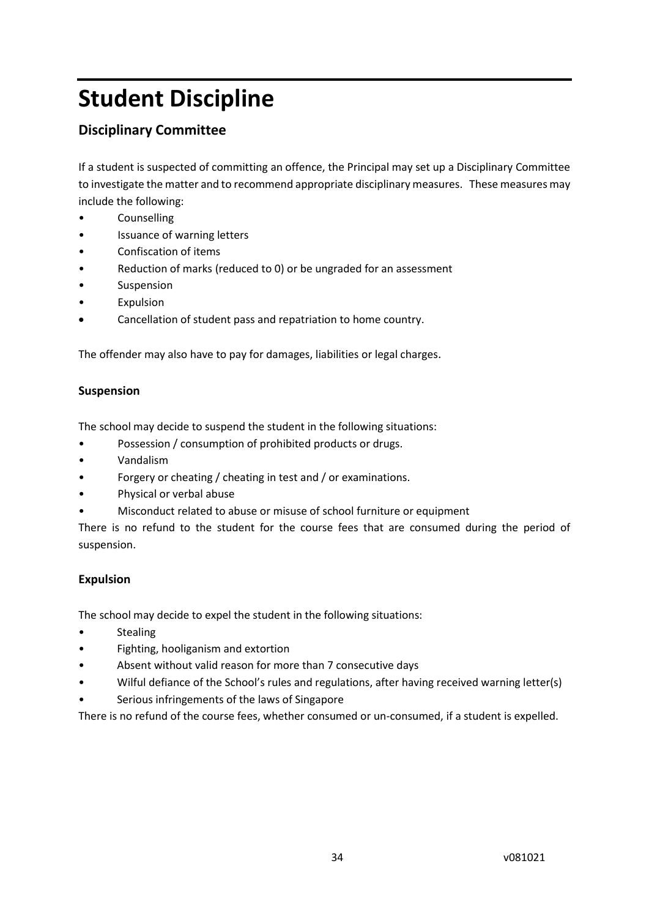# Student Discipline

## Disciplinary Committee

If a student is suspected of committing an offence, the Principal may set up a Disciplinary Committee to investigate the matter and to recommend appropriate disciplinary measures. These measures may include the following:

- Counselling
- Issuance of warning letters
- Confiscation of items
- Reduction of marks (reduced to 0) or be ungraded for an assessment
- Suspension
- Expulsion
- Cancellation of student pass and repatriation to home country.

The offender may also have to pay for damages, liabilities or legal charges.

### Suspension

The school may decide to suspend the student in the following situations:

- Possession / consumption of prohibited products or drugs.
- Vandalism
- Forgery or cheating / cheating in test and / or examinations.
- Physical or verbal abuse
- Misconduct related to abuse or misuse of school furniture or equipment

There is no refund to the student for the course fees that are consumed during the period of suspension.

### Expulsion

The school may decide to expel the student in the following situations:

- Stealing
- Fighting, hooliganism and extortion
- Absent without valid reason for more than 7 consecutive days
- Wilful defiance of the School's rules and regulations, after having received warning letter(s)
- Serious infringements of the laws of Singapore

There is no refund of the course fees, whether consumed or un-consumed, if a student is expelled.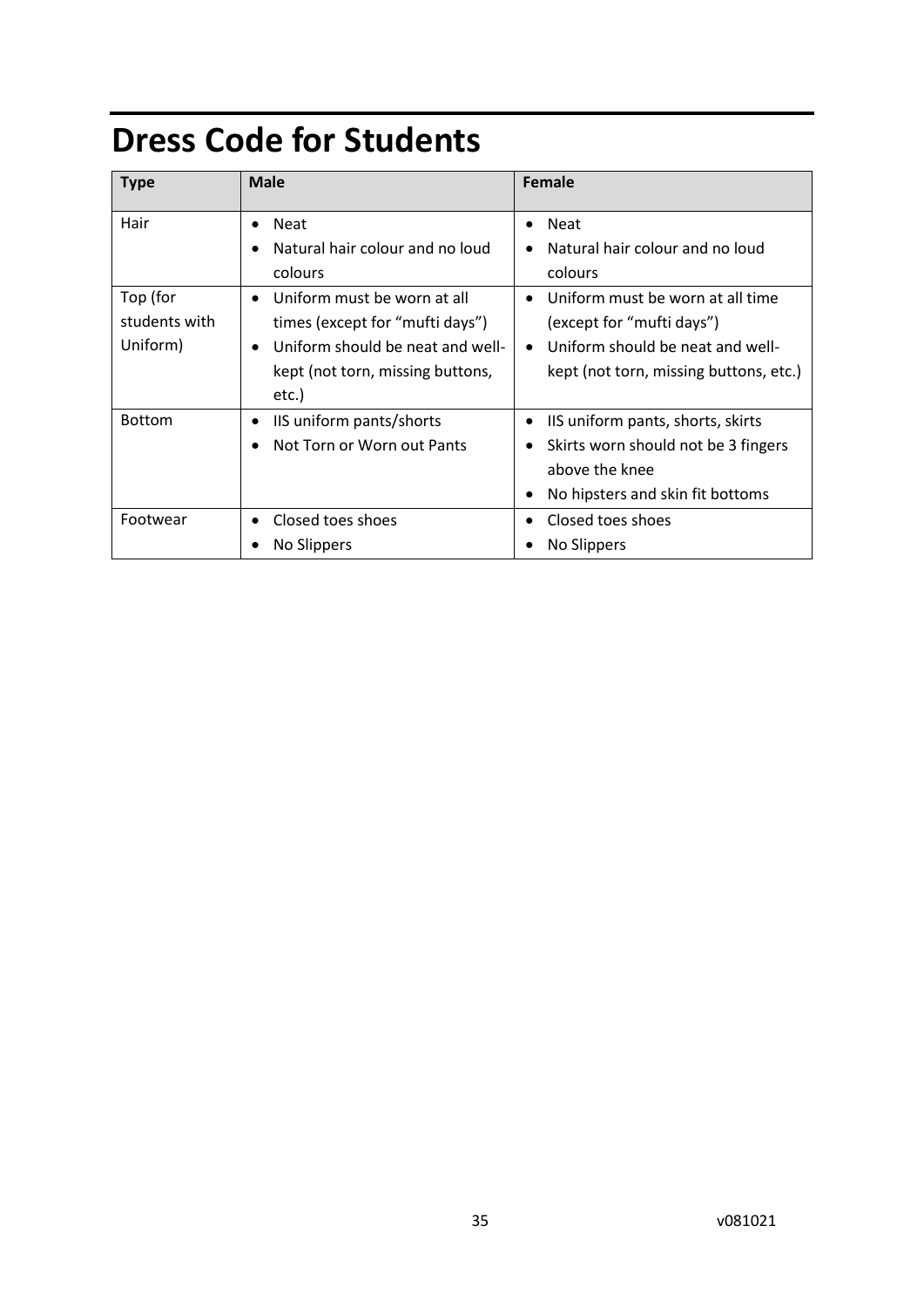# Dress Code for Students

| Type | Male | Female |
|---|---|---|
| Hair | • Neat<br>• Natural hair colour and no loud colours | • Neat<br>• Natural hair colour and no loud colours |
| Top (for students with Uniform) | • Uniform must be worn at all times (except for "mufti days")<br>• Uniform should be neat and well-kept (not torn, missing buttons, etc.) | • Uniform must be worn at all time (except for "mufti days")<br>• Uniform should be neat and well-kept (not torn, missing buttons, etc.) |
| Bottom | • IIS uniform pants/shorts<br>• Not Torn or Worn out Pants | • IIS uniform pants, shorts, skirts<br>• Skirts worn should not be 3 fingers above the knee<br>• No hipsters and skin fit bottoms |
| Footwear | • Closed toes shoes<br>• No Slippers | • Closed toes shoes<br>• No Slippers |

v081021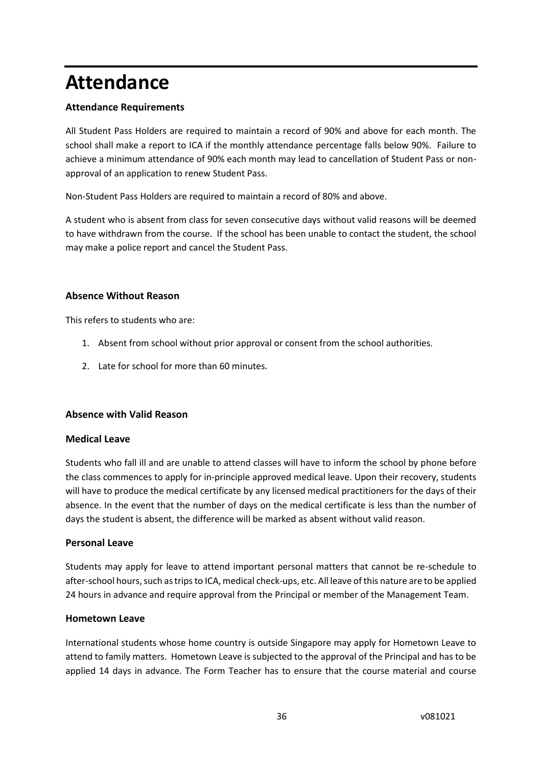# Attendance

### Attendance Requirements

All Student Pass Holders are required to maintain a record of 90% and above for each month. The school shall make a report to ICA if the monthly attendance percentage falls below 90%. Failure to achieve a minimum attendance of 90% each month may lead to cancellation of Student Pass or non-approval of an application to renew Student Pass.

Non-Student Pass Holders are required to maintain a record of 80% and above.

A student who is absent from class for seven consecutive days without valid reasons will be deemed to have withdrawn from the course. If the school has been unable to contact the student, the school may make a police report and cancel the Student Pass.

### Absence Without Reason

This refers to students who are:

1. Absent from school without prior approval or consent from the school authorities.
2. Late for school for more than 60 minutes.

### Absence with Valid Reason

### Medical Leave

Students who fall ill and are unable to attend classes will have to inform the school by phone before the class commences to apply for in-principle approved medical leave. Upon their recovery, students will have to produce the medical certificate by any licensed medical practitioners for the days of their absence. In the event that the number of days on the medical certificate is less than the number of days the student is absent, the difference will be marked as absent without valid reason.

### Personal Leave

Students may apply for leave to attend important personal matters that cannot be re-schedule to after-school hours, such as trips to ICA, medical check-ups, etc. All leave of this nature are to be applied 24 hours in advance and require approval from the Principal or member of the Management Team.

### Hometown Leave

International students whose home country is outside Singapore may apply for Hometown Leave to attend to family matters. Hometown Leave is subjected to the approval of the Principal and has to be applied 14 days in advance. The Form Teacher has to ensure that the course material and course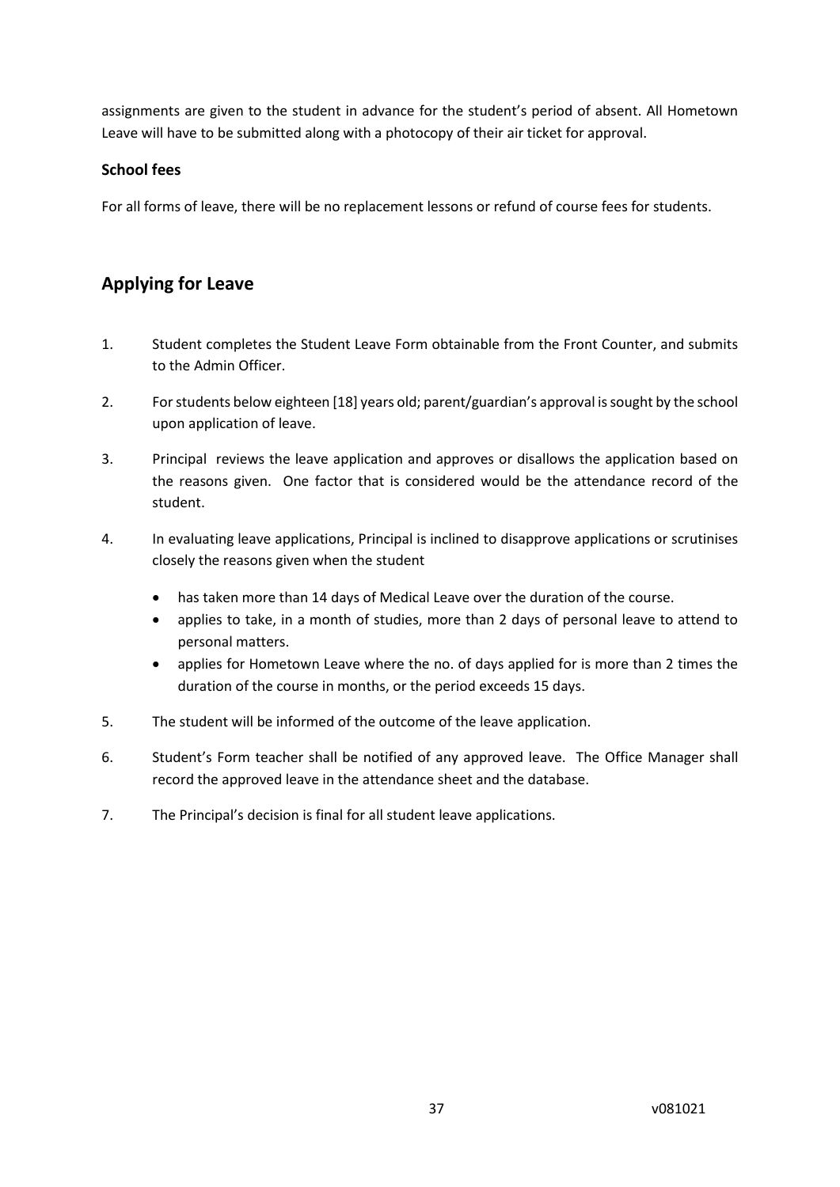assignments are given to the student in advance for the student's period of absent. All Hometown Leave will have to be submitted along with a photocopy of their air ticket for approval.

**School fees**

For all forms of leave, there will be no replacement lessons or refund of course fees for students.

## Applying for Leave

1. Student completes the Student Leave Form obtainable from the Front Counter, and submits to the Admin Officer.
2. For students below eighteen [18] years old; parent/guardian's approval is sought by the school upon application of leave.
3. Principal reviews the leave application and approves or disallows the application based on the reasons given. One factor that is considered would be the attendance record of the student.
4. In evaluating leave applications, Principal is inclined to disapprove applications or scrutinises closely the reasons given when the student
    - has taken more than 14 days of Medical Leave over the duration of the course.
    - applies to take, in a month of studies, more than 2 days of personal leave to attend to personal matters.
    - applies for Hometown Leave where the no. of days applied for is more than 2 times the duration of the course in months, or the period exceeds 15 days.
5. The student will be informed of the outcome of the leave application.
6. Student's Form teacher shall be notified of any approved leave. The Office Manager shall record the approved leave in the attendance sheet and the database.
7. The Principal's decision is final for all student leave applications.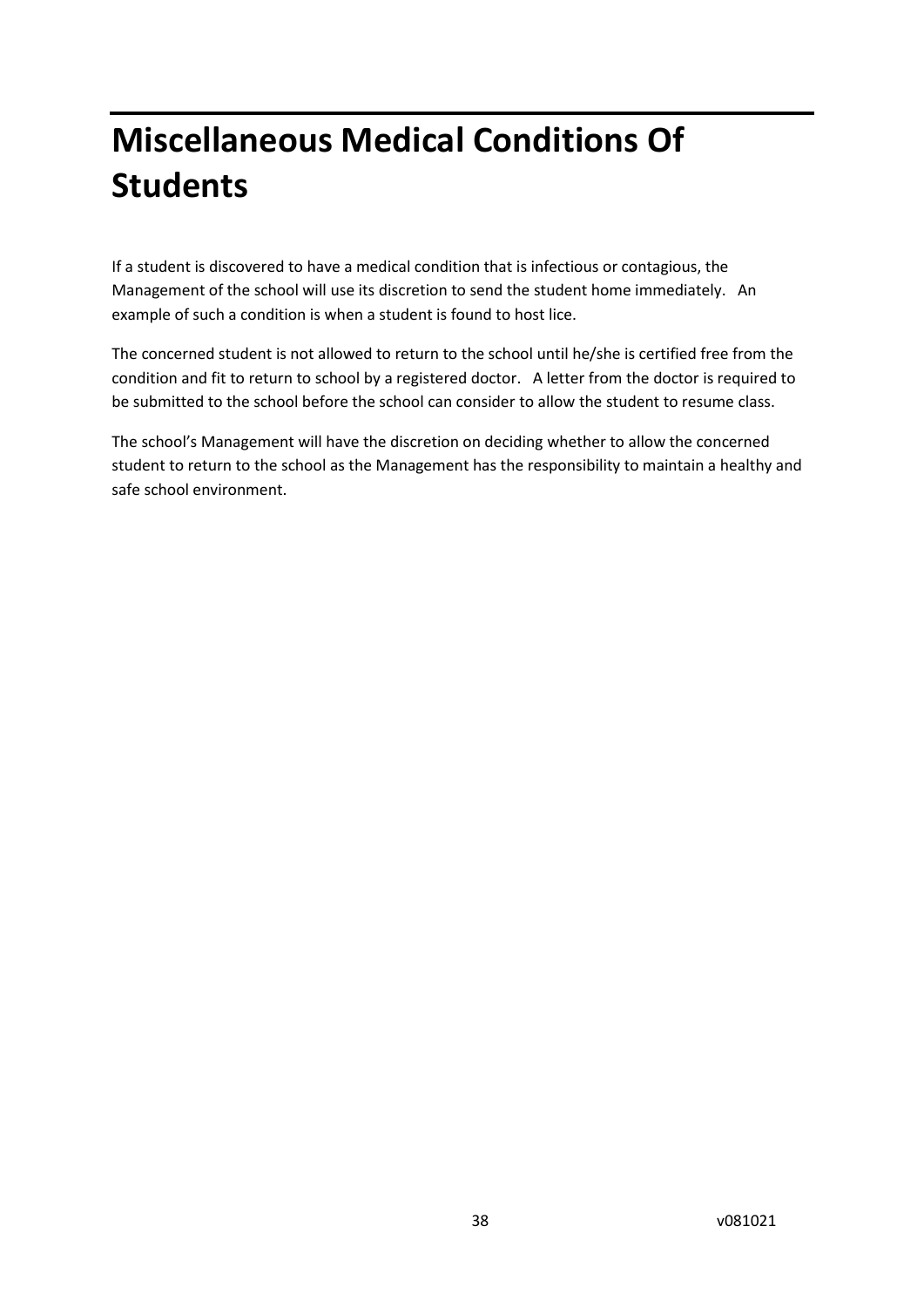# Miscellaneous Medical Conditions Of Students

If a student is discovered to have a medical condition that is infectious or contagious, the Management of the school will use its discretion to send the student home immediately. An example of such a condition is when a student is found to host lice.

The concerned student is not allowed to return to the school until he/she is certified free from the condition and fit to return to school by a registered doctor. A letter from the doctor is required to be submitted to the school before the school can consider to allow the student to resume class.

The school's Management will have the discretion on deciding whether to allow the concerned student to return to the school as the Management has the responsibility to maintain a healthy and safe school environment.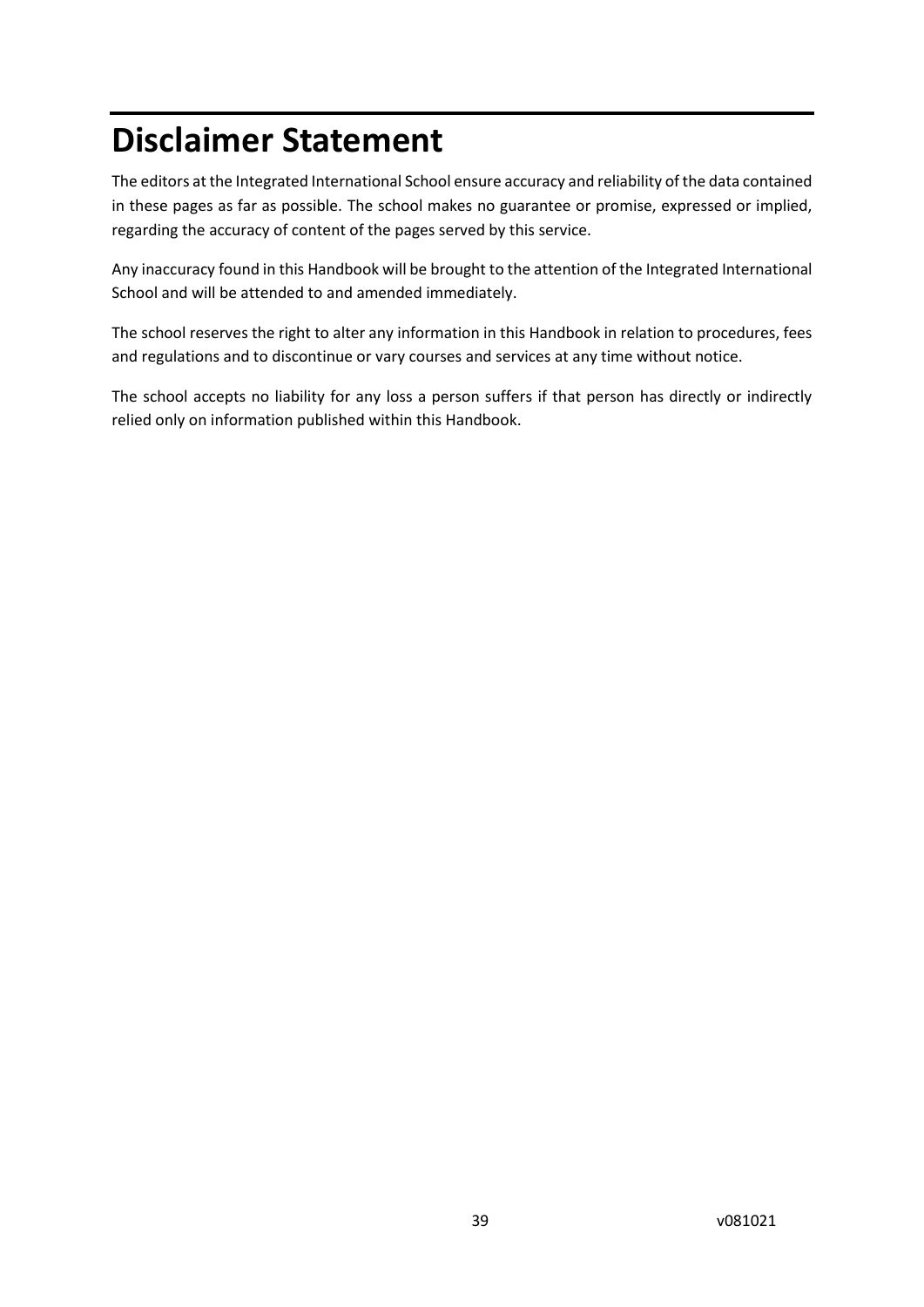# Disclaimer Statement

The editors at the Integrated International School ensure accuracy and reliability of the data contained in these pages as far as possible. The school makes no guarantee or promise, expressed or implied, regarding the accuracy of content of the pages served by this service.

Any inaccuracy found in this Handbook will be brought to the attention of the Integrated International School and will be attended to and amended immediately.

The school reserves the right to alter any information in this Handbook in relation to procedures, fees and regulations and to discontinue or vary courses and services at any time without notice.

The school accepts no liability for any loss a person suffers if that person has directly or indirectly relied only on information published within this Handbook.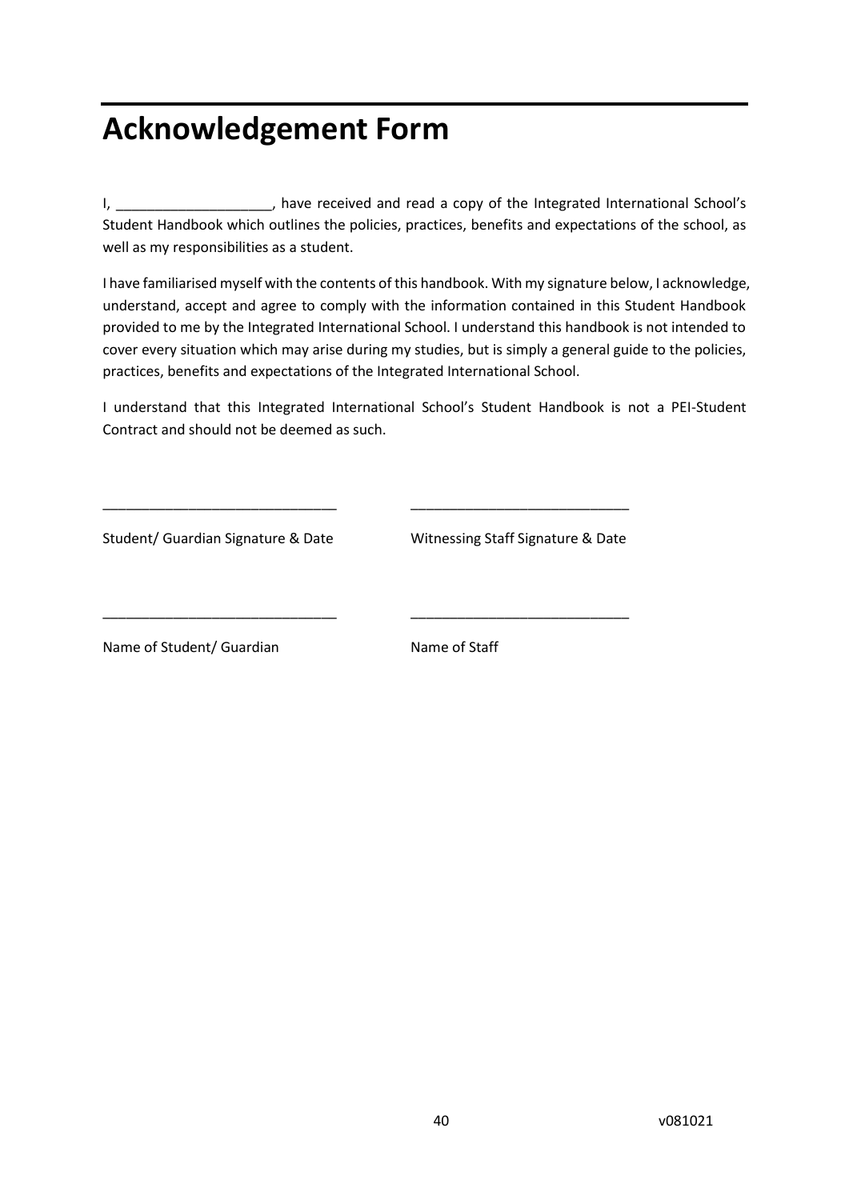# Acknowledgement Form

I, ____________________, have received and read a copy of the Integrated International School's Student Handbook which outlines the policies, practices, benefits and expectations of the school, as well as my responsibilities as a student.

I have familiarised myself with the contents of this handbook. With my signature below, I acknowledge, understand, accept and agree to comply with the information contained in this Student Handbook provided to me by the Integrated International School. I understand this handbook is not intended to cover every situation which may arise during my studies, but is simply a general guide to the policies, practices, benefits and expectations of the Integrated International School.

I understand that this Integrated International School's Student Handbook is not a PEI-Student Contract and should not be deemed as such.

______________________________ ______________________________

Student/ Guardian Signature & Date Witnessing Staff Signature & Date

______________________________ ______________________________

Name of Student/ Guardian Name of Staff

v081021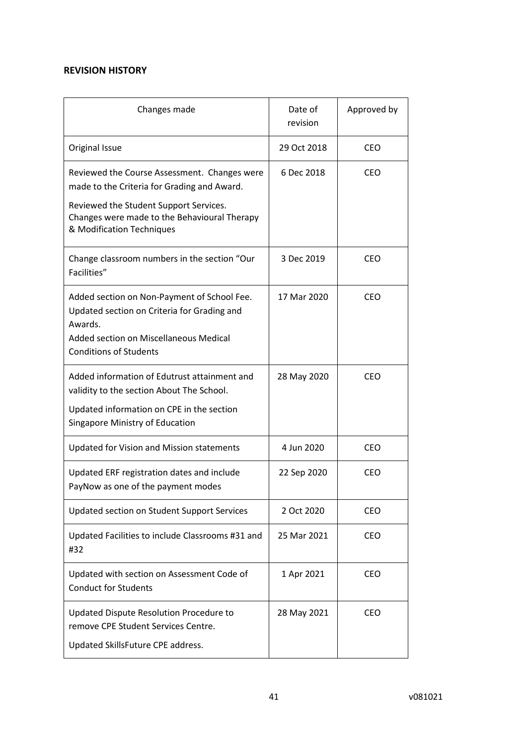**REVISION HISTORY**

| Changes made | Date of revision | Approved by |
|---|---|---|
| Original Issue | 29 Oct 2018 | CEO |
| Reviewed the Course Assessment. Changes were made to the Criteria for Grading and Award.<br>Reviewed the Student Support Services. Changes were made to the Behavioural Therapy & Modification Techniques | 6 Dec 2018 | CEO |
| Change classroom numbers in the section "Our Facilities" | 3 Dec 2019 | CEO |
| Added section on Non-Payment of School Fee. Updated section on Criteria for Grading and Awards.<br>Added section on Miscellaneous Medical Conditions of Students | 17 Mar 2020 | CEO |
| Added information of Edutrust attainment and validity to the section About The School.<br>Updated information on CPE in the section Singapore Ministry of Education | 28 May 2020 | CEO |
| Updated for Vision and Mission statements | 4 Jun 2020 | CEO |
| Updated ERF registration dates and include PayNow as one of the payment modes | 22 Sep 2020 | CEO |
| Updated section on Student Support Services | 2 Oct 2020 | CEO |
| Updated Facilities to include Classrooms #31 and #32 | 25 Mar 2021 | CEO |
| Updated with section on Assessment Code of Conduct for Students | 1 Apr 2021 | CEO |
| Updated Dispute Resolution Procedure to remove CPE Student Services Centre.<br>Updated SkillsFuture CPE address. | 28 May 2021 | CEO |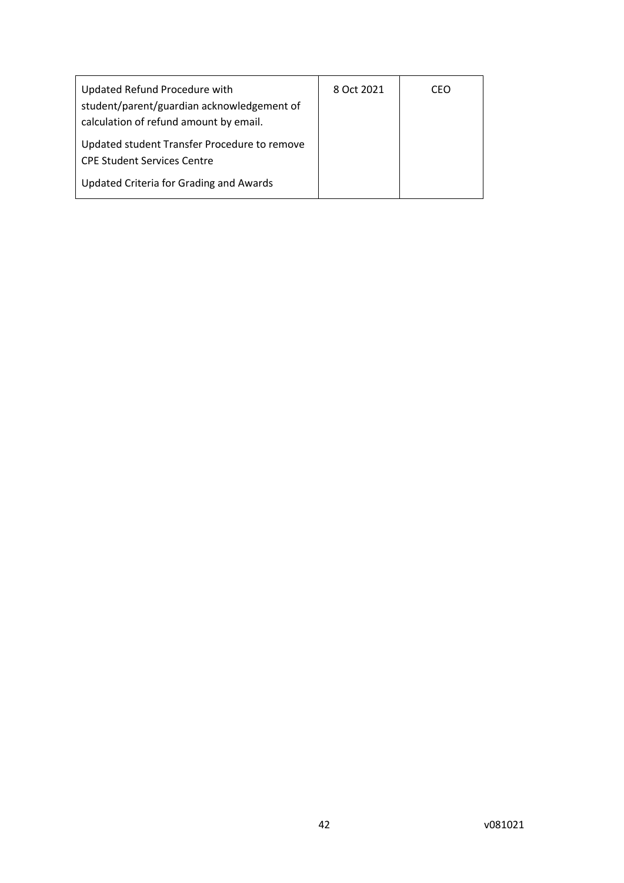| | | |
|---|---|---|
| Updated Refund Procedure with student/parent/guardian acknowledgement of calculation of refund amount by email.<br><br>Updated student Transfer Procedure to remove CPE Student Services Centre<br><br>Updated Criteria for Grading and Awards | 8 Oct 2021 | CEO |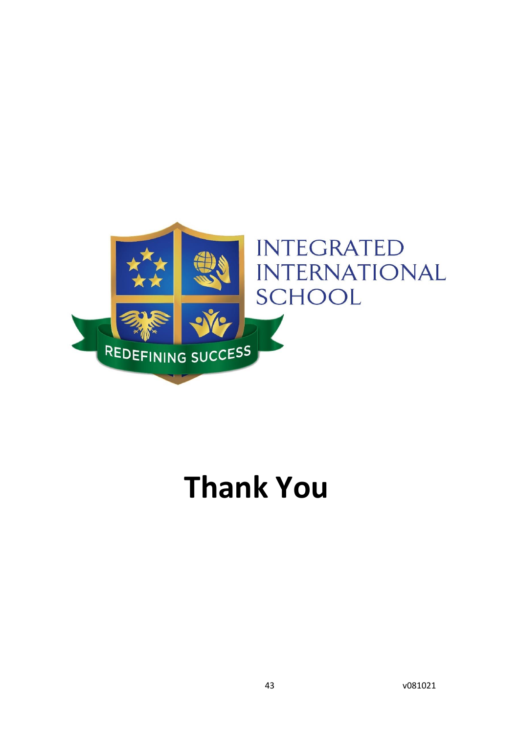INTEGRATED INTERNATIONAL SCHOOL

REDEFINING SUCCESS

# Thank You

v081021